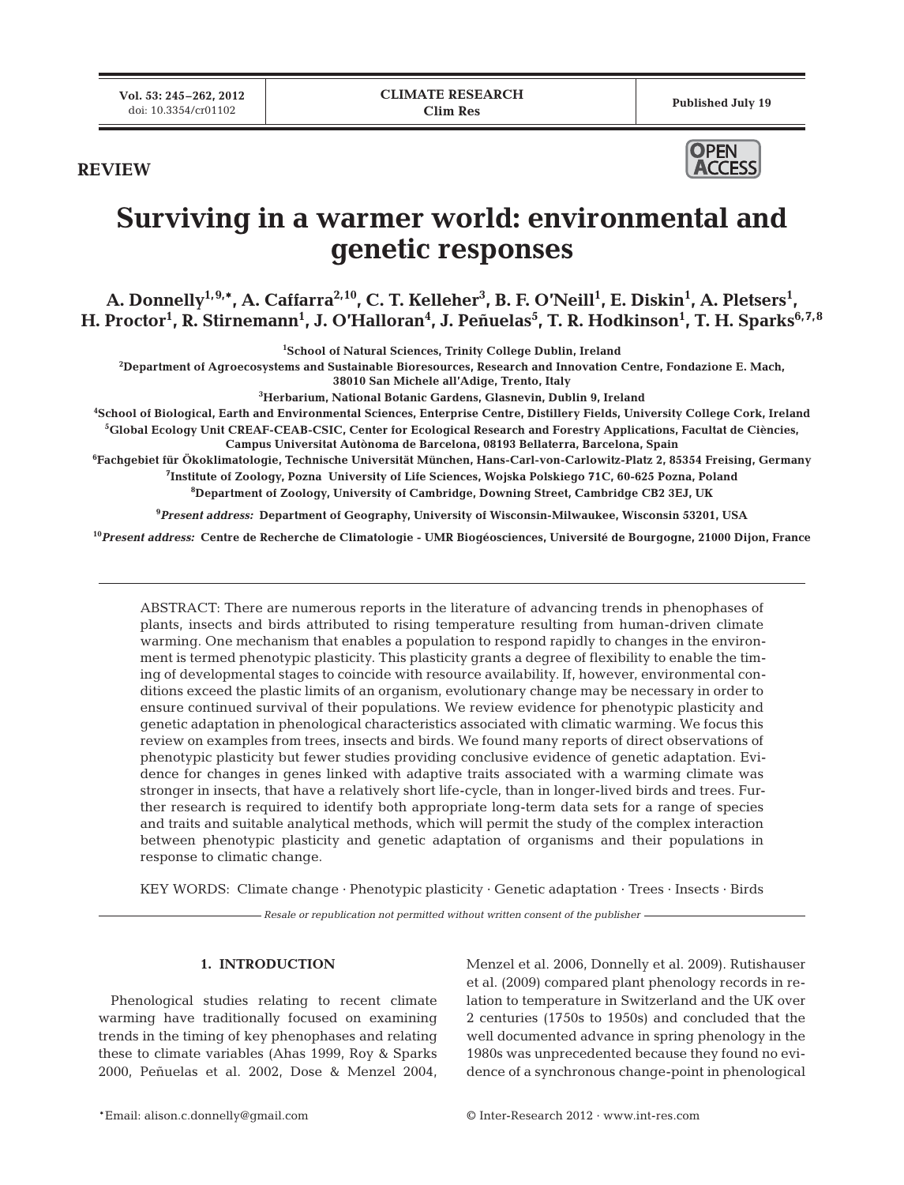REVIEW

# Surviving in a warmer world: environmental and genetic responses

**A. Donnelly[1,9,*], A. Caffarra[2,10], C. T. Kelleher[3], B. F. O'Neill[1], E. Diskin[1], A. Pletsers[1], H. Proctor[1], R. Stirnemann[1], J. O'Halloran[4], J. Peñuelas[5], T. R. Hodkinson[1], T. H. Sparks[6,7,8]**

[1]School of Natural Sciences, Trinity College Dublin, Ireland

[2]Department of Agroecosystems and Sustainable Bioresources, Research and Innovation Centre, Fondazione E. Mach, 38010 San Michele all'Adige, Trento, Italy

[3]Herbarium, National Botanic Gardens, Glasnevin, Dublin 9, Ireland

[4]School of Biological, Earth and Environmental Sciences, Enterprise Centre, Distillery Fields, University College Cork, Ireland

[5]Global Ecology Unit CREAF-CEAB-CSIC, Center for Ecological Research and Forestry Applications, Facultat de Ciències, Campus Universitat Autònoma de Barcelona, 08193 Bellaterra, Barcelona, Spain

[6]Fachgebiet für Ökoklimatologie, Technische Universität München, Hans-Carl-von-Carlowitz-Platz 2, 85354 Freising, Germany

[7]Institute of Zoology, Pozna University of Life Sciences, Wojska Polskiego 71C, 60-625 Pozna, Poland

[8]Department of Zoology, University of Cambridge, Downing Street, Cambridge CB2 3EJ, UK

[9]*Present address:* Department of Geography, University of Wisconsin-Milwaukee, Wisconsin 53201, USA

[10]*Present address:* Centre de Recherche de Climatologie - UMR Biogéosciences, Université de Bourgogne, 21000 Dijon, France

ABSTRACT: There are numerous reports in the literature of advancing trends in phenophases of plants, insects and birds attributed to rising temperature resulting from human-driven climate warming. One mechanism that enables a population to respond rapidly to changes in the environment is termed phenotypic plasticity. This plasticity grants a degree of flexibility to enable the timing of developmental stages to coincide with resource availability. If, however, environmental conditions exceed the plastic limits of an organism, evolutionary change may be necessary in order to ensure continued survival of their populations. We review evidence for phenotypic plasticity and genetic adaptation in phenological characteristics associated with climatic warming. We focus this review on examples from trees, insects and birds. We found many reports of direct observations of phenotypic plasticity but fewer studies providing conclusive evidence of genetic adaptation. Evidence for changes in genes linked with adaptive traits associated with a warming climate was stronger in insects, that have a relatively short life-cycle, than in longer-lived birds and trees. Further research is required to identify both appropriate long-term data sets for a range of species and traits and suitable analytical methods, which will permit the study of the complex interaction between phenotypic plasticity and genetic adaptation of organisms and their populations in response to climatic change.

KEY WORDS: Climate change · Phenotypic plasticity · Genetic adaptation · Trees · Insects · Birds

*Resale or republication not permitted without written consent of the publisher*

## 1. INTRODUCTION

Phenological studies relating to recent climate warming have traditionally focused on examining trends in the timing of key phenophases and relating these to climate variables (Ahas 1999, Roy & Sparks 2000, Peñuelas et al. 2002, Dose & Menzel 2004, Menzel et al. 2006, Donnelly et al. 2009). Rutishauser et al. (2009) compared plant phenology records in relation to temperature in Switzerland and the UK over 2 centuries (1750s to 1950s) and concluded that the well documented advance in spring phenology in the 1980s was unprecedented because they found no evidence of a synchronous change-point in phenological

*Email: alison.c.donnelly@gmail.com

© Inter-Research 2012 · www.int-res.com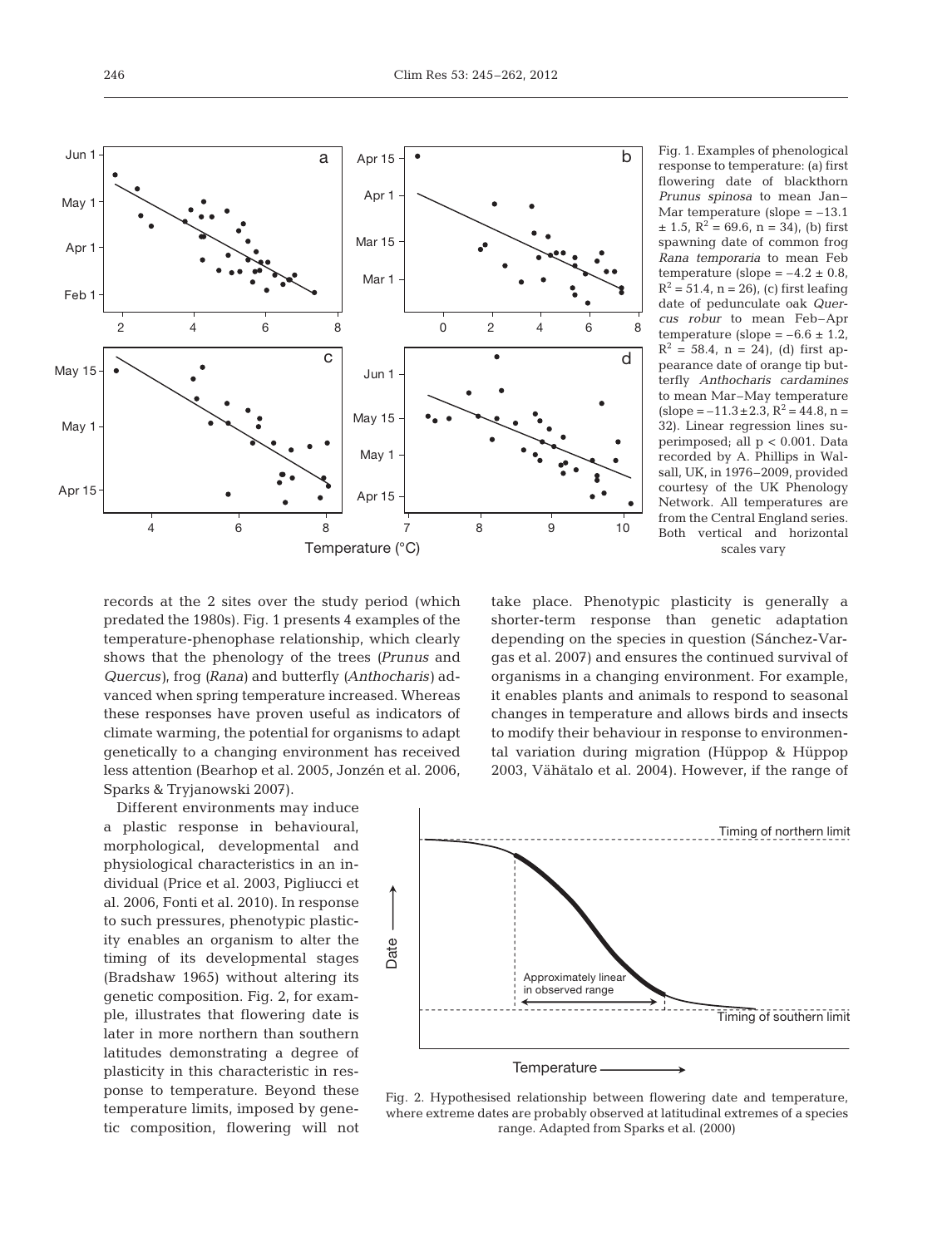Fig. 1. Examples of phenological response to temperature: (a) first flowering date of blackthorn *Prunus spinosa* to mean Jan–Mar temperature (slope = −13.1 ± 1.5, $R^2$ = 69.6, n = 34), (b) first spawning date of common frog *Rana temporaria* to mean Feb temperature (slope = −4.2 ± 0.8, $R^2$ = 51.4, n = 26), (c) first leafing date of pedunculate oak *Quercus robur* to mean Feb–Apr temperature (slope = −6.6 ± 1.2, $R^2$ = 58.4, n = 24), (d) first appearance date of orange tip butterfly *Anthocharis cardamines* to mean Mar–May temperature (slope = −11.3 ± 2.3, $R^2$ = 44.8, n = 32). Linear regression lines superimposed; all $p < 0.001$. Data recorded by A. Phillips in Walsall, UK, in 1976–2009, provided courtesy of the UK Phenology Network. All temperatures are from the Central England series. Both vertical and horizontal scales vary

records at the 2 sites over the study period (which predated the 1980s). Fig. 1 presents 4 examples of the temperature-phenophase relationship, which clearly shows that the phenology of the trees (*Prunus* and *Quercus*), frog (*Rana*) and butterfly (*Anthocharis*) advanced when spring temperature increased. Whereas these responses have proven useful as indicators of climate warming, the potential for organisms to adapt genetically to a changing environment has received less attention (Bearhop et al. 2005, Jonzén et al. 2006, Sparks & Tryjanowski 2007).

Different environments may induce a plastic response in behavioural, morphological, developmental and physiological characteristics in an individual (Price et al. 2003, Pigliucci et al. 2006, Fonti et al. 2010). In response to such pressures, phenotypic plasticity enables an organism to alter the timing of its developmental stages (Bradshaw 1965) without altering its genetic composition. Fig. 2, for example, illustrates that flowering date is later in more northern than southern latitudes demonstrating a degree of plasticity in this characteristic in response to temperature. Beyond these temperature limits, imposed by genetic composition, flowering will not take place. Phenotypic plasticity is generally a shorter-term response than genetic adaptation depending on the species in question (Sánchez-Vargas et al. 2007) and ensures the continued survival of organisms in a changing environment. For example, it enables plants and animals to respond to seasonal changes in temperature and allows birds and insects to modify their behaviour in response to environmental variation during migration (Hüppop & Hüppop 2003, Vähätalo et al. 2004). However, if the range of

Fig. 2. Hypothesised relationship between flowering date and temperature, where extreme dates are probably observed at latitudinal extremes of a species range. Adapted from Sparks et al. (2000)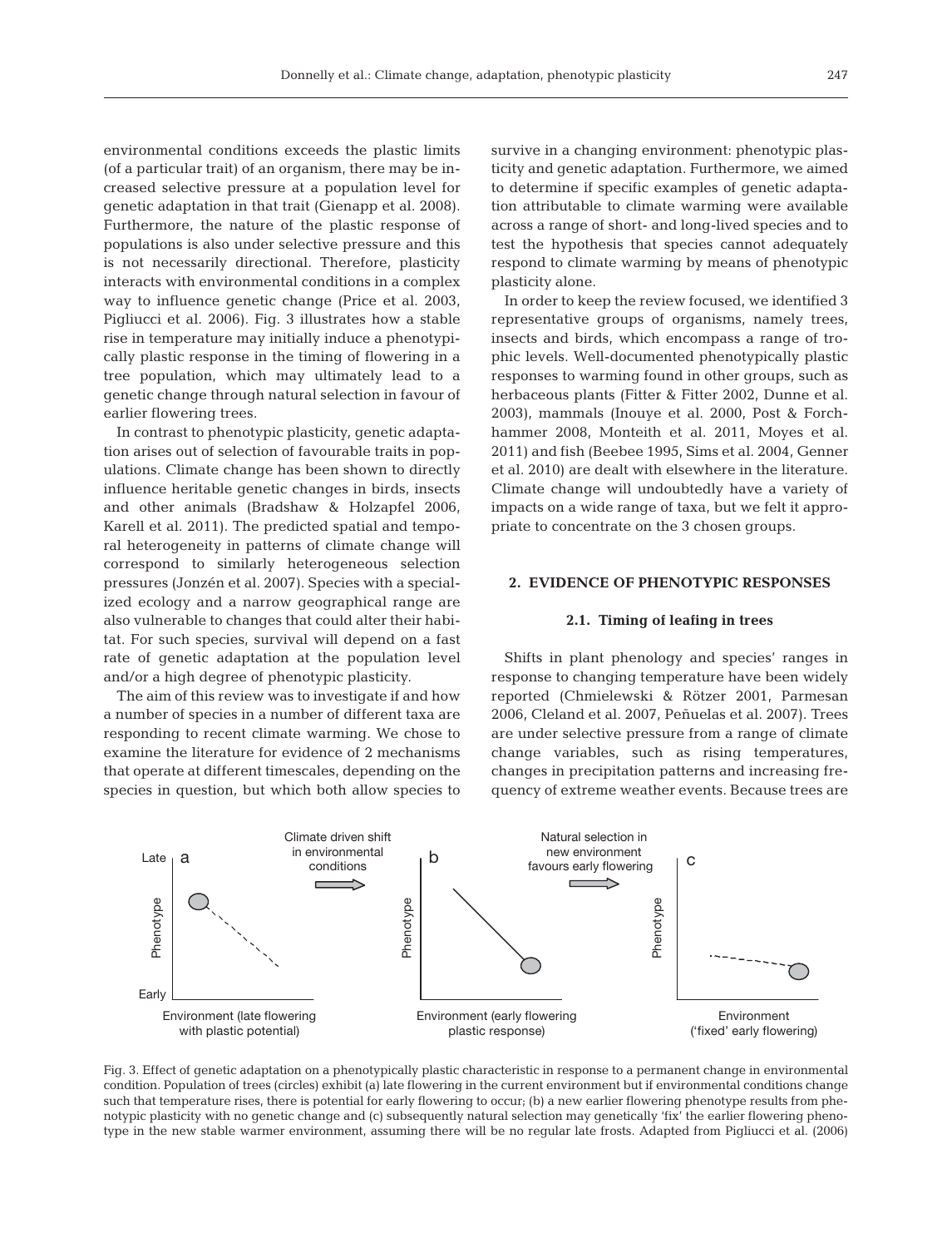environmental conditions exceeds the plastic limits (of a particular trait) of an organism, there may be increased selective pressure at a population level for genetic adaptation in that trait (Gienapp et al. 2008). Furthermore, the nature of the plastic response of populations is also under selective pressure and this is not necessarily directional. Therefore, plasticity interacts with environmental conditions in a complex way to influence genetic change (Price et al. 2003, Pigliucci et al. 2006). Fig. 3 illustrates how a stable rise in temperature may initially induce a phenotypically plastic response in the timing of flowering in a tree population, which may ultimately lead to a genetic change through natural selection in favour of earlier flowering trees.

In contrast to phenotypic plasticity, genetic adaptation arises out of selection of favourable traits in populations. Climate change has been shown to directly influence heritable genetic changes in birds, insects and other animals (Bradshaw & Holzapfel 2006, Karell et al. 2011). The predicted spatial and temporal heterogeneity in patterns of climate change will correspond to similarly heterogeneous selection pressures (Jonzén et al. 2007). Species with a specialized ecology and a narrow geographical range are also vulnerable to changes that could alter their habitat. For such species, survival will depend on a fast rate of genetic adaptation at the population level and/or a high degree of phenotypic plasticity.

The aim of this review was to investigate if and how a number of species in a number of different taxa are responding to recent climate warming. We chose to examine the literature for evidence of 2 mechanisms that operate at different timescales, depending on the species in question, but which both allow species to survive in a changing environment: phenotypic plasticity and genetic adaptation. Furthermore, we aimed to determine if specific examples of genetic adaptation attributable to climate warming were available across a range of short- and long-lived species and to test the hypothesis that species cannot adequately respond to climate warming by means of phenotypic plasticity alone.

In order to keep the review focused, we identified 3 representative groups of organisms, namely trees, insects and birds, which encompass a range of trophic levels. Well-documented phenotypically plastic responses to warming found in other groups, such as herbaceous plants (Fitter & Fitter 2002, Dunne et al. 2003), mammals (Inouye et al. 2000, Post & Forchhammer 2008, Monteith et al. 2011, Moyes et al. 2011) and fish (Beebee 1995, Sims et al. 2004, Genner et al. 2010) are dealt with elsewhere in the literature. Climate change will undoubtedly have a variety of impacts on a wide range of taxa, but we felt it appropriate to concentrate on the 3 chosen groups.

## 2. EVIDENCE OF PHENOTYPIC RESPONSES

### 2.1. Timing of leafing in trees

Shifts in plant phenology and species' ranges in response to changing temperature have been widely reported (Chmielewski & Rötzer 2001, Parmesan 2006, Cleland et al. 2007, Peñuelas et al. 2007). Trees are under selective pressure from a range of climate change variables, such as rising temperatures, changes in precipitation patterns and increasing frequency of extreme weather events. Because trees are

Fig. 3. Effect of genetic adaptation on a phenotypically plastic characteristic in response to a permanent change in environmental condition. Population of trees (circles) exhibit (a) late flowering in the current environment but if environmental conditions change such that temperature rises, there is potential for early flowering to occur; (b) a new earlier flowering phenotype results from phenotypic plasticity with no genetic change and (c) subsequently natural selection may genetically 'fix' the earlier flowering phenotype in the new stable warmer environment, assuming there will be no regular late frosts. Adapted from Pigliucci et al. (2006)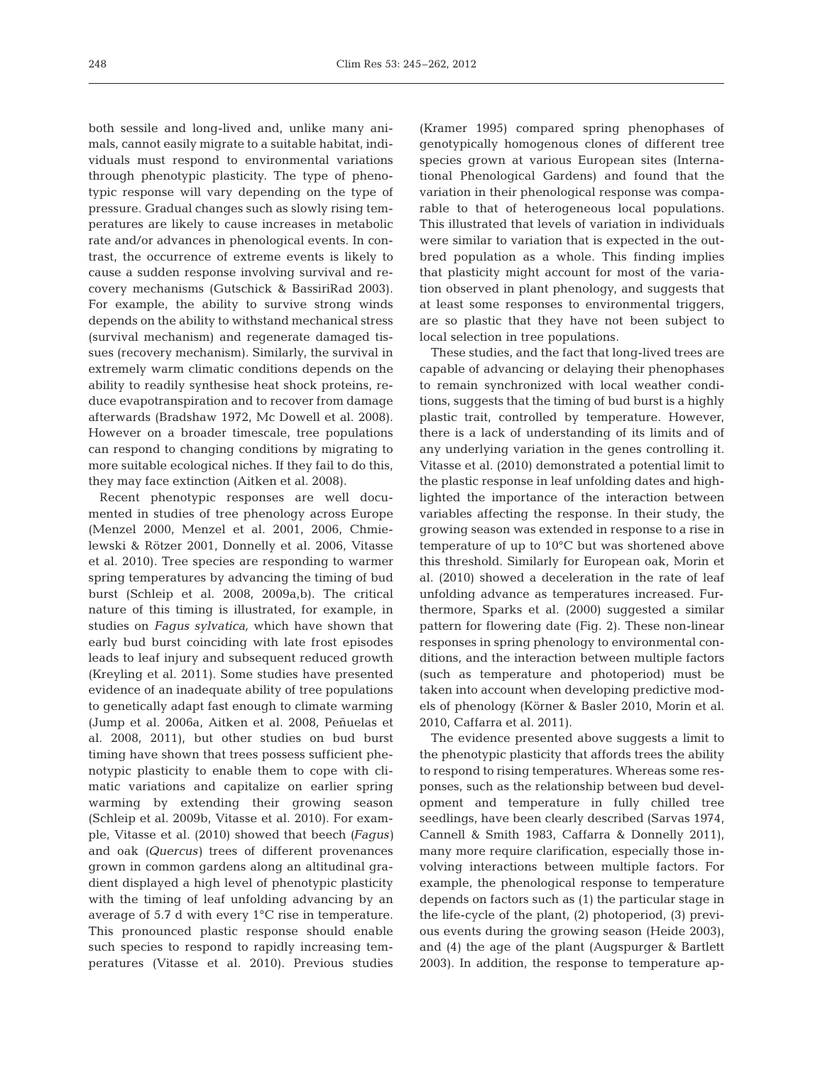both sessile and long-lived and, unlike many animals, cannot easily migrate to a suitable habitat, individuals must respond to environmental variations through phenotypic plasticity. The type of phenotypic response will vary depending on the type of pressure. Gradual changes such as slowly rising temperatures are likely to cause increases in metabolic rate and/or advances in phenological events. In contrast, the occurrence of extreme events is likely to cause a sudden response involving survival and recovery mechanisms (Gutschick & BassiriRad 2003). For example, the ability to survive strong winds depends on the ability to withstand mechanical stress (survival mechanism) and regenerate damaged tissues (recovery mechanism). Similarly, the survival in extremely warm climatic conditions depends on the ability to readily synthesise heat shock proteins, reduce evapotranspiration and to recover from damage afterwards (Bradshaw 1972, Mc Dowell et al. 2008). However on a broader timescale, tree populations can respond to changing conditions by migrating to more suitable ecological niches. If they fail to do this, they may face extinction (Aitken et al. 2008).

Recent phenotypic responses are well documented in studies of tree phenology across Europe (Menzel 2000, Menzel et al. 2001, 2006, Chmielewski & Rötzer 2001, Donnelly et al. 2006, Vitasse et al. 2010). Tree species are responding to warmer spring temperatures by advancing the timing of bud burst (Schleip et al. 2008, 2009a,b). The critical nature of this timing is illustrated, for example, in studies on *Fagus sylvatica,* which have shown that early bud burst coinciding with late frost episodes leads to leaf injury and subsequent reduced growth (Kreyling et al. 2011). Some studies have presented evidence of an inadequate ability of tree populations to genetically adapt fast enough to climate warming (Jump et al. 2006a, Aitken et al. 2008, Peñuelas et al. 2008, 2011), but other studies on bud burst timing have shown that trees possess sufficient phenotypic plasticity to enable them to cope with climatic variations and capitalize on earlier spring warming by extending their growing season (Schleip et al. 2009b, Vitasse et al. 2010). For example, Vitasse et al. (2010) showed that beech (*Fagus*) and oak (*Quercus*) trees of different provenances grown in common gardens along an altitudinal gradient displayed a high level of phenotypic plasticity with the timing of leaf unfolding advancing by an average of 5.7 d with every 1°C rise in temperature. This pronounced plastic response should enable such species to respond to rapidly increasing temperatures (Vitasse et al. 2010). Previous studies (Kramer 1995) compared spring phenophases of genotypically homogenous clones of different tree species grown at various European sites (International Phenological Gardens) and found that the variation in their phenological response was comparable to that of heterogeneous local populations. This illustrated that levels of variation in individuals were similar to variation that is expected in the outbred population as a whole. This finding implies that plasticity might account for most of the variation observed in plant phenology, and suggests that at least some responses to environmental triggers, are so plastic that they have not been subject to local selection in tree populations.

These studies, and the fact that long-lived trees are capable of advancing or delaying their phenophases to remain synchronized with local weather conditions, suggests that the timing of bud burst is a highly plastic trait, controlled by temperature. However, there is a lack of understanding of its limits and of any underlying variation in the genes controlling it. Vitasse et al. (2010) demonstrated a potential limit to the plastic response in leaf unfolding dates and highlighted the importance of the interaction between variables affecting the response. In their study, the growing season was extended in response to a rise in temperature of up to 10°C but was shortened above this threshold. Similarly for European oak, Morin et al. (2010) showed a deceleration in the rate of leaf unfolding advance as temperatures increased. Furthermore, Sparks et al. (2000) suggested a similar pattern for flowering date (Fig. 2). These non-linear responses in spring phenology to environmental conditions, and the interaction between multiple factors (such as temperature and photoperiod) must be taken into account when developing predictive models of phenology (Körner & Basler 2010, Morin et al. 2010, Caffarra et al. 2011).

The evidence presented above suggests a limit to the phenotypic plasticity that affords trees the ability to respond to rising temperatures. Whereas some responses, such as the relationship between bud development and temperature in fully chilled tree seedlings, have been clearly described (Sarvas 1974, Cannell & Smith 1983, Caffarra & Donnelly 2011), many more require clarification, especially those involving interactions between multiple factors. For example, the phenological response to temperature depends on factors such as (1) the particular stage in the life-cycle of the plant, (2) photoperiod, (3) previous events during the growing season (Heide 2003), and (4) the age of the plant (Augspurger & Bartlett 2003). In addition, the response to temperature ap-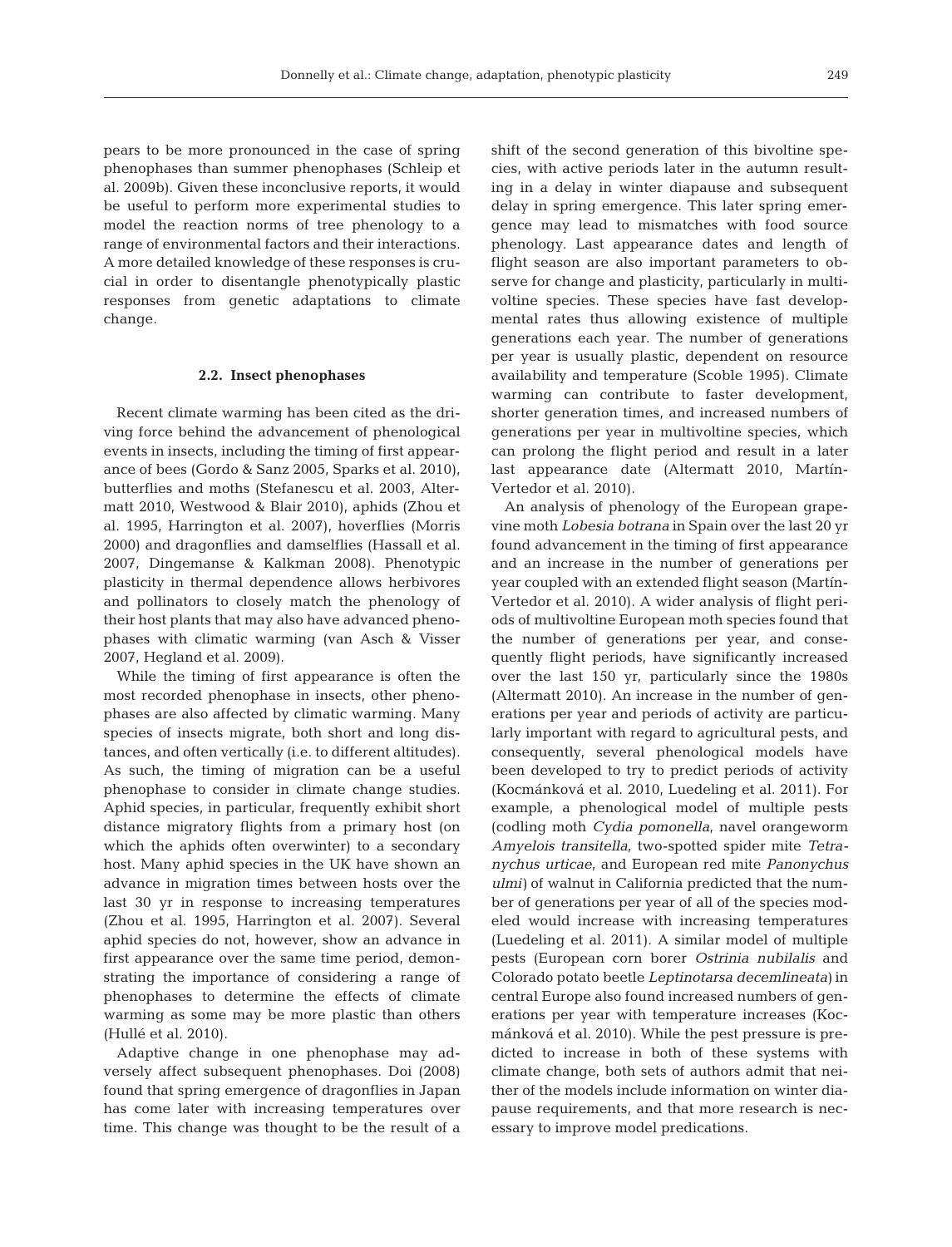pears to be more pronounced in the case of spring phenophases than summer phenophases (Schleip et al. 2009b). Given these inconclusive reports, it would be useful to perform more experimental studies to model the reaction norms of tree phenology to a range of environmental factors and their interactions. A more detailed knowledge of these responses is crucial in order to disentangle phenotypically plastic responses from genetic adaptations to climate change.

### 2.2. Insect phenophases

Recent climate warming has been cited as the driving force behind the advancement of phenological events in insects, including the timing of first appearance of bees (Gordo & Sanz 2005, Sparks et al. 2010), butterflies and moths (Stefanescu et al. 2003, Altermatt 2010, Westwood & Blair 2010), aphids (Zhou et al. 1995, Harrington et al. 2007), hoverflies (Morris 2000) and dragonflies and damselflies (Hassall et al. 2007, Dingemanse & Kalkman 2008). Phenotypic plasticity in thermal dependence allows herbivores and pollinators to closely match the phenology of their host plants that may also have advanced phenophases with climatic warming (van Asch & Visser 2007, Hegland et al. 2009).

While the timing of first appearance is often the most recorded phenophase in insects, other phenophases are also affected by climatic warming. Many species of insects migrate, both short and long distances, and often vertically (i.e. to different altitudes). As such, the timing of migration can be a useful phenophase to consider in climate change studies. Aphid species, in particular, frequently exhibit short distance migratory flights from a primary host (on which the aphids often overwinter) to a secondary host. Many aphid species in the UK have shown an advance in migration times between hosts over the last 30 yr in response to increasing temperatures (Zhou et al. 1995, Harrington et al. 2007). Several aphid species do not, however, show an advance in first appearance over the same time period, demonstrating the importance of considering a range of phenophases to determine the effects of climate warming as some may be more plastic than others (Hullé et al. 2010).

Adaptive change in one phenophase may adversely affect subsequent phenophases. Doi (2008) found that spring emergence of dragonflies in Japan has come later with increasing temperatures over time. This change was thought to be the result of a shift of the second generation of this bivoltine species, with active periods later in the autumn resulting in a delay in winter diapause and subsequent delay in spring emergence. This later spring emergence may lead to mismatches with food source phenology. Last appearance dates and length of flight season are also important parameters to observe for change and plasticity, particularly in multivoltine species. These species have fast developmental rates thus allowing existence of multiple generations each year. The number of generations per year is usually plastic, dependent on resource availability and temperature (Scoble 1995). Climate warming can contribute to faster development, shorter generation times, and increased numbers of generations per year in multivoltine species, which can prolong the flight period and result in a later last appearance date (Altermatt 2010, Martín-Vertedor et al. 2010).

An analysis of phenology of the European grapevine moth *Lobesia botrana* in Spain over the last 20 yr found advancement in the timing of first appearance and an increase in the number of generations per year coupled with an extended flight season (Martín-Vertedor et al. 2010). A wider analysis of flight periods of multivoltine European moth species found that the number of generations per year, and consequently flight periods, have significantly increased over the last 150 yr, particularly since the 1980s (Altermatt 2010). An increase in the number of generations per year and periods of activity are particularly important with regard to agricultural pests, and consequently, several phenological models have been developed to try to predict periods of activity (Kocmánková et al. 2010, Luedeling et al. 2011). For example, a phenological model of multiple pests (codling moth *Cydia pomonella*, navel orangeworm *Amyelois transitella*, two-spotted spider mite *Tetranychus urticae*, and European red mite *Panonychus ulmi*) of walnut in California predicted that the number of generations per year of all of the species modeled would increase with increasing temperatures (Luedeling et al. 2011). A similar model of multiple pests (European corn borer *Ostrinia nubilalis* and Colorado potato beetle *Leptinotarsa decemlineata*) in central Europe also found increased numbers of generations per year with temperature increases (Kocmánková et al. 2010). While the pest pressure is predicted to increase in both of these systems with climate change, both sets of authors admit that neither of the models include information on winter diapause requirements, and that more research is necessary to improve model predications.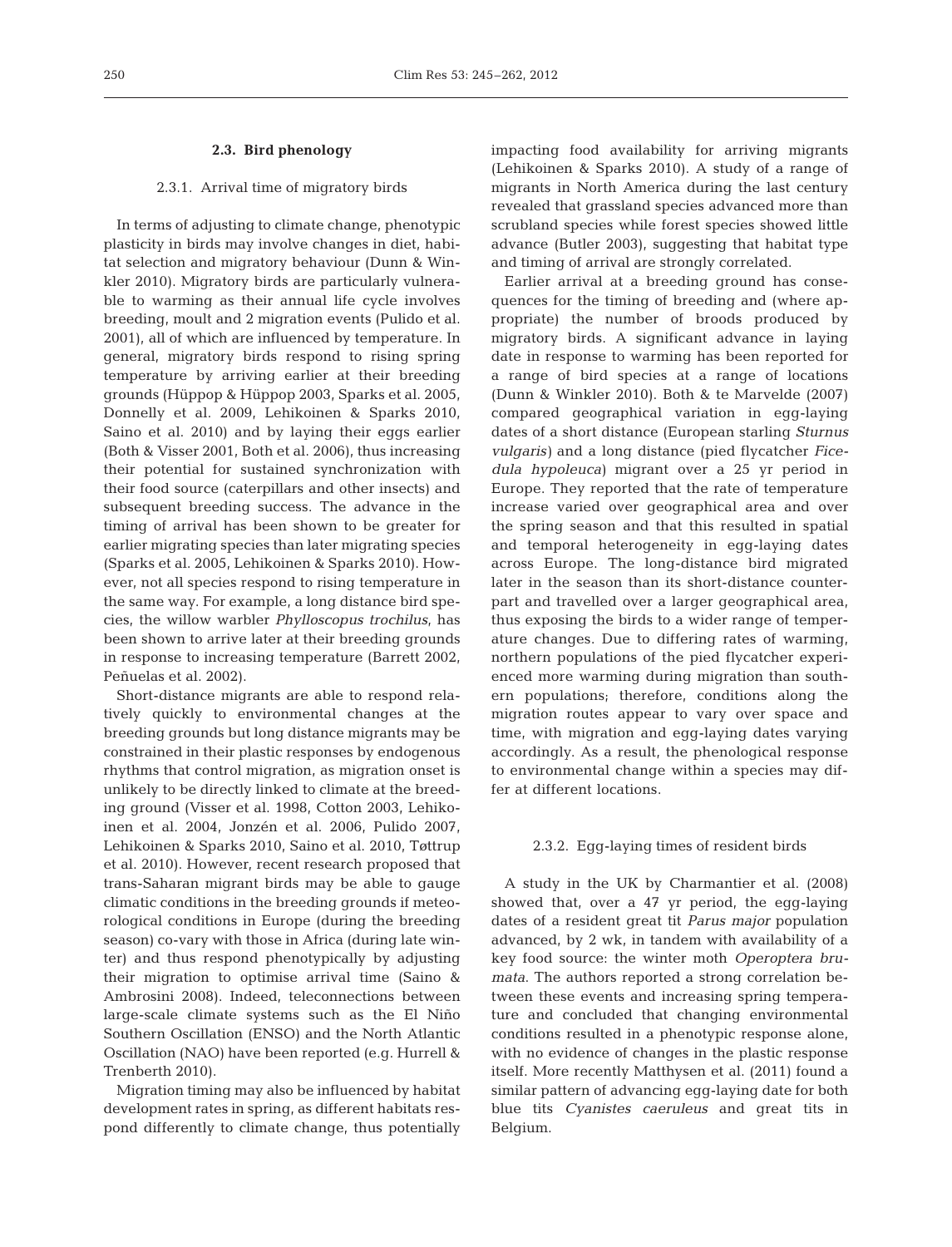### 2.3. Bird phenology

#### 2.3.1. Arrival time of migratory birds

In terms of adjusting to climate change, phenotypic plasticity in birds may involve changes in diet, habitat selection and migratory behaviour (Dunn & Winkler 2010). Migratory birds are particularly vulnerable to warming as their annual life cycle involves breeding, moult and 2 migration events (Pulido et al. 2001), all of which are influenced by temperature. In general, migratory birds respond to rising spring temperature by arriving earlier at their breeding grounds (Hüppop & Hüppop 2003, Sparks et al. 2005, Donnelly et al. 2009, Lehikoinen & Sparks 2010, Saino et al. 2010) and by laying their eggs earlier (Both & Visser 2001, Both et al. 2006), thus increasing their potential for sustained synchronization with their food source (caterpillars and other insects) and subsequent breeding success. The advance in the timing of arrival has been shown to be greater for earlier migrating species than later migrating species (Sparks et al. 2005, Lehikoinen & Sparks 2010). However, not all species respond to rising temperature in the same way. For example, a long distance bird species, the willow warbler *Phylloscopus trochilus*, has been shown to arrive later at their breeding grounds in response to increasing temperature (Barrett 2002, Peñuelas et al. 2002).

Short-distance migrants are able to respond relatively quickly to environmental changes at the breeding grounds but long distance migrants may be constrained in their plastic responses by endogenous rhythms that control migration, as migration onset is unlikely to be directly linked to climate at the breeding ground (Visser et al. 1998, Cotton 2003, Lehikoinen et al. 2004, Jonzén et al. 2006, Pulido 2007, Lehikoinen & Sparks 2010, Saino et al. 2010, Tøttrup et al. 2010). However, recent research proposed that trans-Saharan migrant birds may be able to gauge climatic conditions in the breeding grounds if meteorological conditions in Europe (during the breeding season) co-vary with those in Africa (during late winter) and thus respond phenotypically by adjusting their migration to optimise arrival time (Saino & Ambrosini 2008). Indeed, teleconnections between large-scale climate systems such as the El Niño Southern Oscillation (ENSO) and the North Atlantic Oscillation (NAO) have been reported (e.g. Hurrell & Trenberth 2010).

Migration timing may also be influenced by habitat development rates in spring, as different habitats respond differently to climate change, thus potentially impacting food availability for arriving migrants (Lehikoinen & Sparks 2010). A study of a range of migrants in North America during the last century revealed that grassland species advanced more than scrubland species while forest species showed little advance (Butler 2003), suggesting that habitat type and timing of arrival are strongly correlated.

Earlier arrival at a breeding ground has consequences for the timing of breeding and (where appropriate) the number of broods produced by migratory birds. A significant advance in laying date in response to warming has been reported for a range of bird species at a range of locations (Dunn & Winkler 2010). Both & te Marvelde (2007) compared geographical variation in egg-laying dates of a short distance (European starling *Sturnus vulgaris*) and a long distance (pied flycatcher *Ficedula hypoleuca*) migrant over a 25 yr period in Europe. They reported that the rate of temperature increase varied over geographical area and over the spring season and that this resulted in spatial and temporal heterogeneity in egg-laying dates across Europe. The long-distance bird migrated later in the season than its short-distance counterpart and travelled over a larger geographical area, thus exposing the birds to a wider range of temperature changes. Due to differing rates of warming, northern populations of the pied flycatcher experienced more warming during migration than southern populations; therefore, conditions along the migration routes appear to vary over space and time, with migration and egg-laying dates varying accordingly. As a result, the phenological response to environmental change within a species may differ at different locations.

#### 2.3.2. Egg-laying times of resident birds

A study in the UK by Charmantier et al. (2008) showed that, over a 47 yr period, the egg-laying dates of a resident great tit *Parus major* population advanced, by 2 wk, in tandem with availability of a key food source: the winter moth *Operoptera brumata*. The authors reported a strong correlation between these events and increasing spring temperature and concluded that changing environmental conditions resulted in a phenotypic response alone, with no evidence of changes in the plastic response itself. More recently Matthysen et al. (2011) found a similar pattern of advancing egg-laying date for both blue tits *Cyanistes caeruleus* and great tits in Belgium.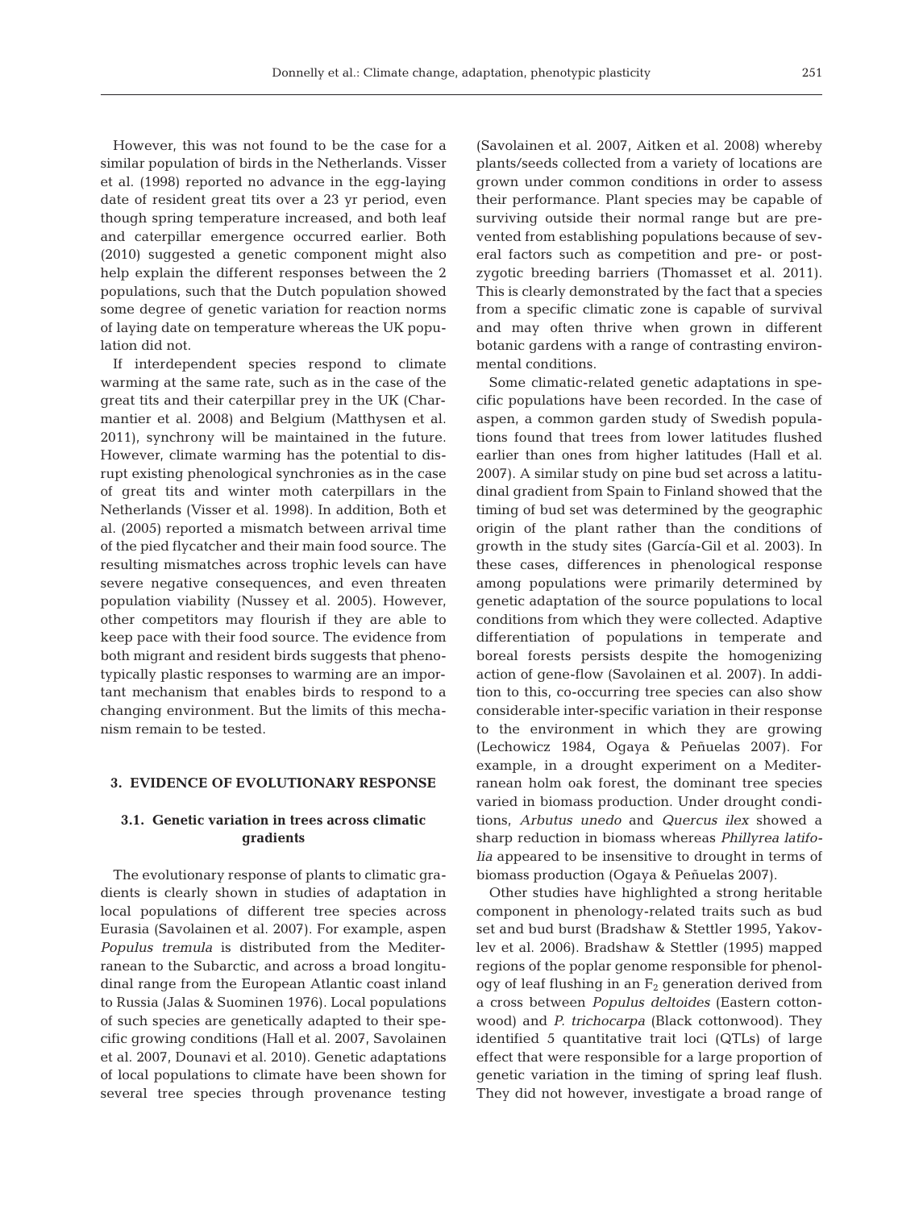However, this was not found to be the case for a similar population of birds in the Netherlands. Visser et al. (1998) reported no advance in the egg-laying date of resident great tits over a 23 yr period, even though spring temperature increased, and both leaf and caterpillar emergence occurred earlier. Both (2010) suggested a genetic component might also help explain the different responses between the 2 populations, such that the Dutch population showed some degree of genetic variation for reaction norms of laying date on temperature whereas the UK population did not.

If interdependent species respond to climate warming at the same rate, such as in the case of the great tits and their caterpillar prey in the UK (Charmantier et al. 2008) and Belgium (Matthysen et al. 2011), synchrony will be maintained in the future. However, climate warming has the potential to disrupt existing phenological synchronies as in the case of great tits and winter moth caterpillars in the Netherlands (Visser et al. 1998). In addition, Both et al. (2005) reported a mismatch between arrival time of the pied flycatcher and their main food source. The resulting mismatches across trophic levels can have severe negative consequences, and even threaten population viability (Nussey et al. 2005). However, other competitors may flourish if they are able to keep pace with their food source. The evidence from both migrant and resident birds suggests that phenotypically plastic responses to warming are an important mechanism that enables birds to respond to a changing environment. But the limits of this mechanism remain to be tested.

## 3. EVIDENCE OF EVOLUTIONARY RESPONSE

### 3.1. Genetic variation in trees across climatic gradients

The evolutionary response of plants to climatic gradients is clearly shown in studies of adaptation in local populations of different tree species across Eurasia (Savolainen et al. 2007). For example, aspen *Populus tremula* is distributed from the Mediterranean to the Subarctic, and across a broad longitudinal range from the European Atlantic coast inland to Russia (Jalas & Suominen 1976). Local populations of such species are genetically adapted to their specific growing conditions (Hall et al. 2007, Savolainen et al. 2007, Dounavi et al. 2010). Genetic adaptations of local populations to climate have been shown for several tree species through provenance testing (Savolainen et al. 2007, Aitken et al. 2008) whereby plants/seeds collected from a variety of locations are grown under common conditions in order to assess their performance. Plant species may be capable of surviving outside their normal range but are prevented from establishing populations because of several factors such as competition and pre- or post-zygotic breeding barriers (Thomasset et al. 2011). This is clearly demonstrated by the fact that a species from a specific climatic zone is capable of survival and may often thrive when grown in different botanic gardens with a range of contrasting environmental conditions.

Some climatic-related genetic adaptations in specific populations have been recorded. In the case of aspen, a common garden study of Swedish populations found that trees from lower latitudes flushed earlier than ones from higher latitudes (Hall et al. 2007). A similar study on pine bud set across a latitudinal gradient from Spain to Finland showed that the timing of bud set was determined by the geographic origin of the plant rather than the conditions of growth in the study sites (García-Gil et al. 2003). In these cases, differences in phenological response among populations were primarily determined by genetic adaptation of the source populations to local conditions from which they were collected. Adaptive differentiation of populations in temperate and boreal forests persists despite the homogenizing action of gene-flow (Savolainen et al. 2007). In addition to this, co-occurring tree species can also show considerable inter-specific variation in their response to the environment in which they are growing (Lechowicz 1984, Ogaya & Peñuelas 2007). For example, in a drought experiment on a Mediterranean holm oak forest, the dominant tree species varied in biomass production. Under drought conditions, *Arbutus unedo* and *Quercus ilex* showed a sharp reduction in biomass whereas *Phillyrea latifolia* appeared to be insensitive to drought in terms of biomass production (Ogaya & Peñuelas 2007).

Other studies have highlighted a strong heritable component in phenology-related traits such as bud set and bud burst (Bradshaw & Stettler 1995, Yakovlev et al. 2006). Bradshaw & Stettler (1995) mapped regions of the poplar genome responsible for phenology of leaf flushing in an $F_2$ generation derived from a cross between *Populus deltoides* (Eastern cottonwood) and *P. trichocarpa* (Black cottonwood). They identified 5 quantitative trait loci (QTLs) of large effect that were responsible for a large proportion of genetic variation in the timing of spring leaf flush. They did not however, investigate a broad range of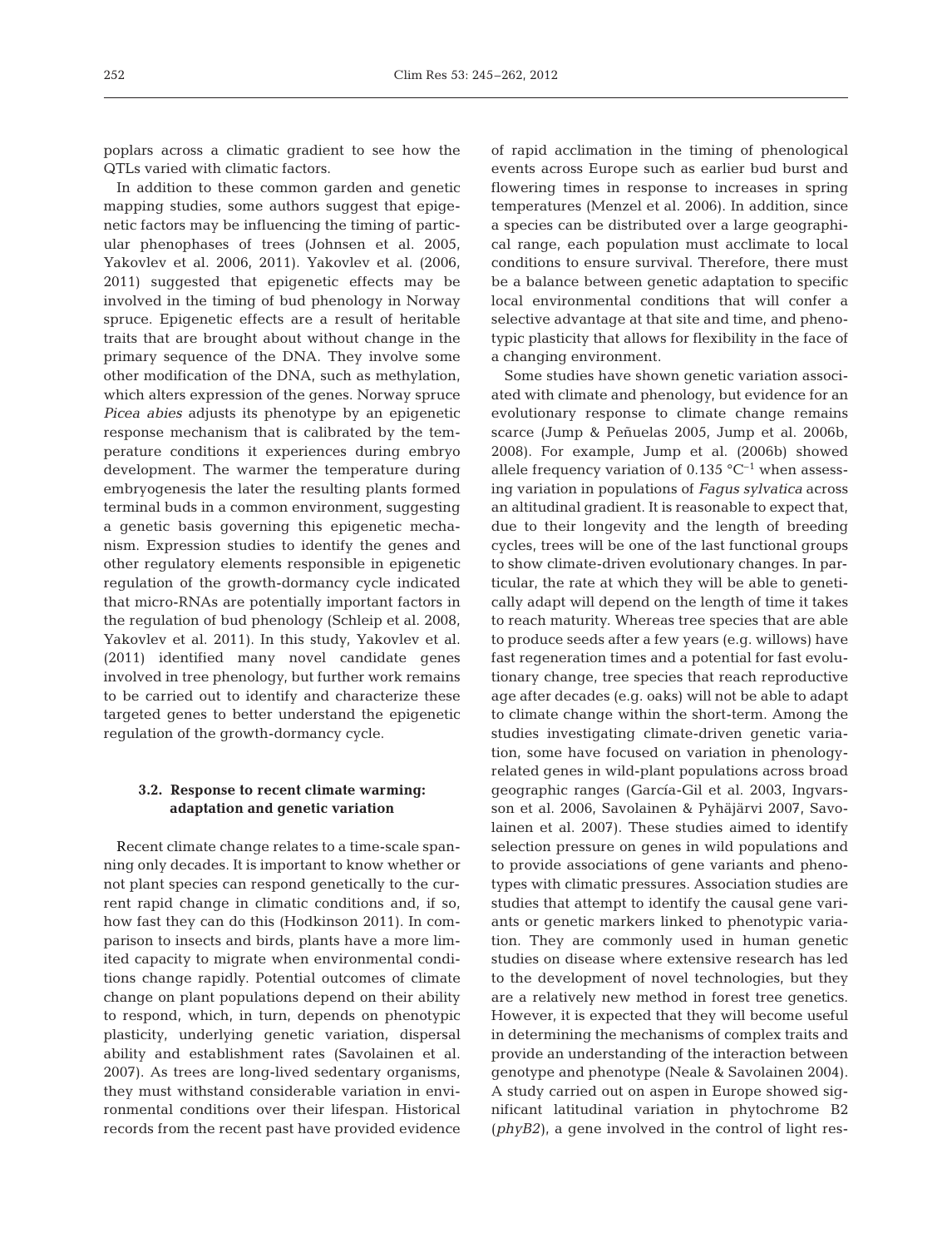poplars across a climatic gradient to see how the QTLs varied with climatic factors.

In addition to these common garden and genetic mapping studies, some authors suggest that epigenetic factors may be influencing the timing of particular phenophases of trees (Johnsen et al. 2005, Yakovlev et al. 2006, 2011). Yakovlev et al. (2006, 2011) suggested that epigenetic effects may be involved in the timing of bud phenology in Norway spruce. Epigenetic effects are a result of heritable traits that are brought about without change in the primary sequence of the DNA. They involve some other modification of the DNA, such as methylation, which alters expression of the genes. Norway spruce *Picea abies* adjusts its phenotype by an epigenetic response mechanism that is calibrated by the temperature conditions it experiences during embryo development. The warmer the temperature during embryogenesis the later the resulting plants formed terminal buds in a common environment, suggesting a genetic basis governing this epigenetic mechanism. Expression studies to identify the genes and other regulatory elements responsible in epigenetic regulation of the growth-dormancy cycle indicated that micro-RNAs are potentially important factors in the regulation of bud phenology (Schleip et al. 2008, Yakovlev et al. 2011). In this study, Yakovlev et al. (2011) identified many novel candidate genes involved in tree phenology, but further work remains to be carried out to identify and characterize these targeted genes to better understand the epigenetic regulation of the growth-dormancy cycle.

### 3.2. Response to recent climate warming: adaptation and genetic variation

Recent climate change relates to a time-scale spanning only decades. It is important to know whether or not plant species can respond genetically to the current rapid change in climatic conditions and, if so, how fast they can do this (Hodkinson 2011). In comparison to insects and birds, plants have a more limited capacity to migrate when environmental conditions change rapidly. Potential outcomes of climate change on plant populations depend on their ability to respond, which, in turn, depends on phenotypic plasticity, underlying genetic variation, dispersal ability and establishment rates (Savolainen et al. 2007). As trees are long-lived sedentary organisms, they must withstand considerable variation in environmental conditions over their lifespan. Historical records from the recent past have provided evidence of rapid acclimation in the timing of phenological events across Europe such as earlier bud burst and flowering times in response to increases in spring temperatures (Menzel et al. 2006). In addition, since a species can be distributed over a large geographical range, each population must acclimate to local conditions to ensure survival. Therefore, there must be a balance between genetic adaptation to specific local environmental conditions that will confer a selective advantage at that site and time, and phenotypic plasticity that allows for flexibility in the face of a changing environment.

Some studies have shown genetic variation associated with climate and phenology, but evidence for an evolutionary response to climate change remains scarce (Jump & Peñuelas 2005, Jump et al. 2006b, 2008). For example, Jump et al. (2006b) showed allele frequency variation of 0.135 $°C^{-1}$ when assessing variation in populations of *Fagus sylvatica* across an altitudinal gradient. It is reasonable to expect that, due to their longevity and the length of breeding cycles, trees will be one of the last functional groups to show climate-driven evolutionary changes. In particular, the rate at which they will be able to genetically adapt will depend on the length of time it takes to reach maturity. Whereas tree species that are able to produce seeds after a few years (e.g. willows) have fast regeneration times and a potential for fast evolutionary change, tree species that reach reproductive age after decades (e.g. oaks) will not be able to adapt to climate change within the short-term. Among the studies investigating climate-driven genetic variation, some have focused on variation in phenology-related genes in wild-plant populations across broad geographic ranges (García-Gil et al. 2003, Ingvarsson et al. 2006, Savolainen & Pyhäjärvi 2007, Savolainen et al. 2007). These studies aimed to identify selection pressure on genes in wild populations and to provide associations of gene variants and phenotypes with climatic pressures. Association studies are studies that attempt to identify the causal gene variants or genetic markers linked to phenotypic variation. They are commonly used in human genetic studies on disease where extensive research has led to the development of novel technologies, but they are a relatively new method in forest tree genetics. However, it is expected that they will become useful in determining the mechanisms of complex traits and provide an understanding of the interaction between genotype and phenotype (Neale & Savolainen 2004). A study carried out on aspen in Europe showed significant latitudinal variation in phytochrome B2 (*phyB2*), a gene involved in the control of light res-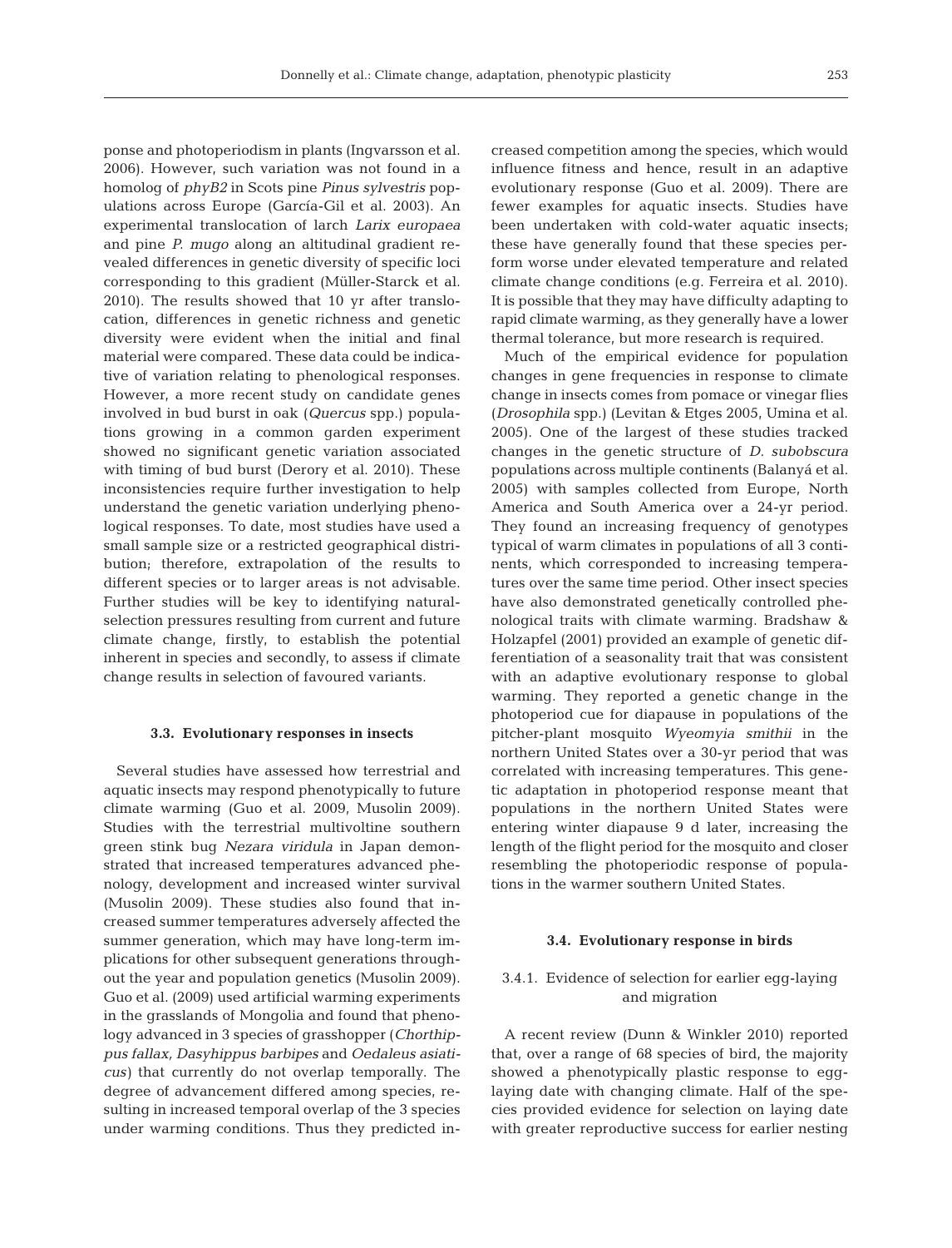ponse and photoperiodism in plants (Ingvarsson et al. 2006). However, such variation was not found in a homolog of *phyB2* in Scots pine *Pinus sylvestris* populations across Europe (García-Gil et al. 2003). An experimental translocation of larch *Larix europaea* and pine *P. mugo* along an altitudinal gradient revealed differences in genetic diversity of specific loci corresponding to this gradient (Müller-Starck et al. 2010). The results showed that 10 yr after translocation, differences in genetic richness and genetic diversity were evident when the initial and final material were compared. These data could be indicative of variation relating to phenological responses. However, a more recent study on candidate genes involved in bud burst in oak (*Quercus* spp.) populations growing in a common garden experiment showed no significant genetic variation associated with timing of bud burst (Derory et al. 2010). These inconsistencies require further investigation to help understand the genetic variation underlying phenological responses. To date, most studies have used a small sample size or a restricted geographical distribution; therefore, extrapolation of the results to different species or to larger areas is not advisable. Further studies will be key to identifying natural-selection pressures resulting from current and future climate change, firstly, to establish the potential inherent in species and secondly, to assess if climate change results in selection of favoured variants.

### 3.3. Evolutionary responses in insects

Several studies have assessed how terrestrial and aquatic insects may respond phenotypically to future climate warming (Guo et al. 2009, Musolin 2009). Studies with the terrestrial multivoltine southern green stink bug *Nezara viridula* in Japan demonstrated that increased temperatures advanced phenology, development and increased winter survival (Musolin 2009). These studies also found that increased summer temperatures adversely affected the summer generation, which may have long-term implications for other subsequent generations throughout the year and population genetics (Musolin 2009). Guo et al. (2009) used artificial warming experiments in the grasslands of Mongolia and found that phenology advanced in 3 species of grasshopper (*Chorthippus fallax, Dasyhippus barbipes* and *Oedaleus asiaticus*) that currently do not overlap temporally. The degree of advancement differed among species, resulting in increased temporal overlap of the 3 species under warming conditions. Thus they predicted increased competition among the species, which would influence fitness and hence, result in an adaptive evolutionary response (Guo et al. 2009). There are fewer examples for aquatic insects. Studies have been undertaken with cold-water aquatic insects; these have generally found that these species perform worse under elevated temperature and related climate change conditions (e.g. Ferreira et al. 2010). It is possible that they may have difficulty adapting to rapid climate warming, as they generally have a lower thermal tolerance, but more research is required.

Much of the empirical evidence for population changes in gene frequencies in response to climate change in insects comes from pomace or vinegar flies (*Drosophila* spp.) (Levitan & Etges 2005, Umina et al. 2005). One of the largest of these studies tracked changes in the genetic structure of *D. subobscura* populations across multiple continents (Balanyá et al. 2005) with samples collected from Europe, North America and South America over a 24-yr period. They found an increasing frequency of genotypes typical of warm climates in populations of all 3 continents, which corresponded to increasing temperatures over the same time period. Other insect species have also demonstrated genetically controlled phenological traits with climate warming. Bradshaw & Holzapfel (2001) provided an example of genetic differentiation of a seasonality trait that was consistent with an adaptive evolutionary response to global warming. They reported a genetic change in the photoperiod cue for diapause in populations of the pitcher-plant mosquito *Wyeomyia smithii* in the northern United States over a 30-yr period that was correlated with increasing temperatures. This genetic adaptation in photoperiod response meant that populations in the northern United States were entering winter diapause 9 d later, increasing the length of the flight period for the mosquito and closer resembling the photoperiodic response of populations in the warmer southern United States.

### 3.4. Evolutionary response in birds

#### 3.4.1. Evidence of selection for earlier egg-laying and migration

A recent review (Dunn & Winkler 2010) reported that, over a range of 68 species of bird, the majority showed a phenotypically plastic response to egg-laying date with changing climate. Half of the species provided evidence for selection on laying date with greater reproductive success for earlier nesting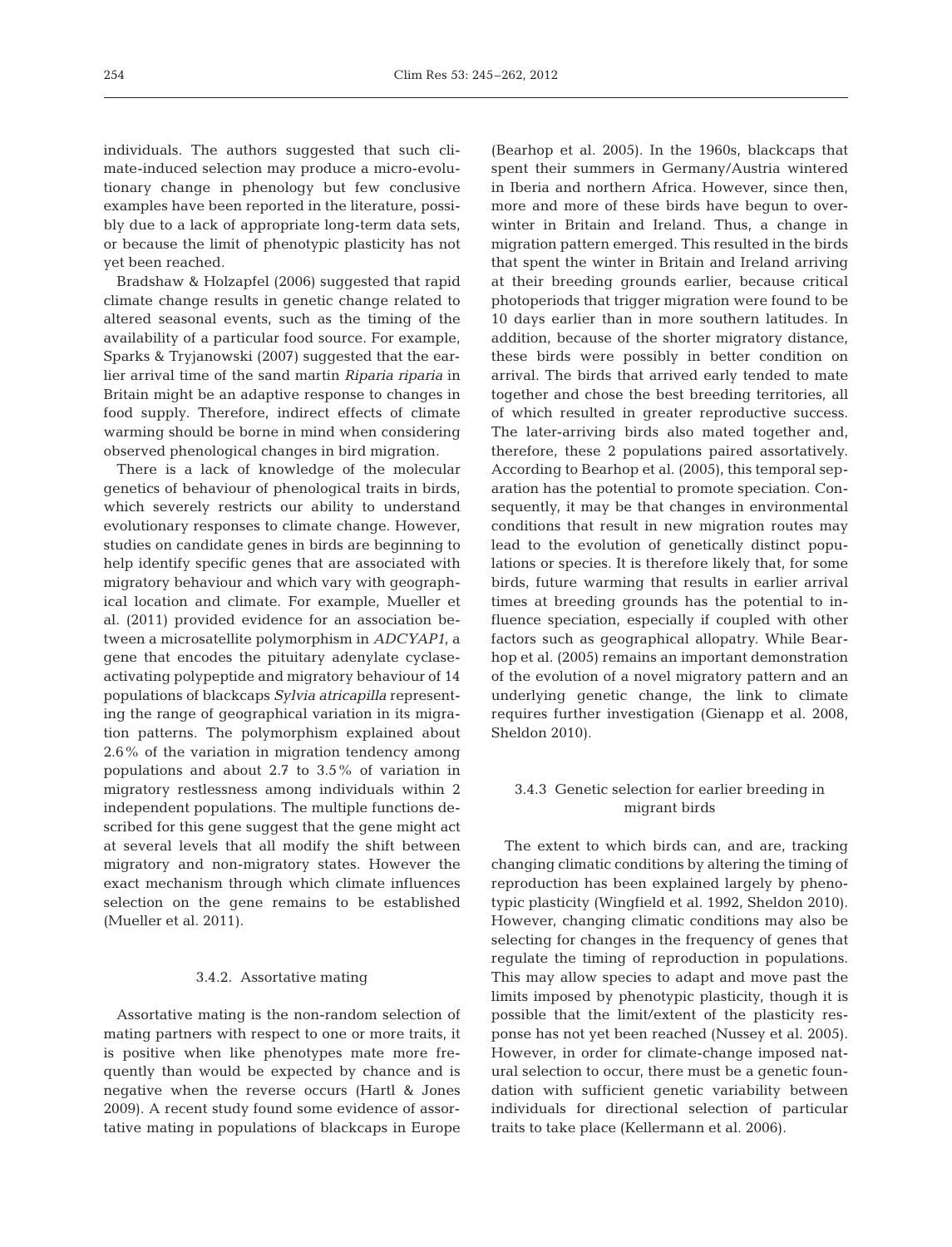individuals. The authors suggested that such climate-induced selection may produce a micro-evolutionary change in phenology but few conclusive examples have been reported in the literature, possibly due to a lack of appropriate long-term data sets, or because the limit of phenotypic plasticity has not yet been reached.

Bradshaw & Holzapfel (2006) suggested that rapid climate change results in genetic change related to altered seasonal events, such as the timing of the availability of a particular food source. For example, Sparks & Tryjanowski (2007) suggested that the earlier arrival time of the sand martin *Riparia riparia* in Britain might be an adaptive response to changes in food supply. Therefore, indirect effects of climate warming should be borne in mind when considering observed phenological changes in bird migration.

There is a lack of knowledge of the molecular genetics of behaviour of phenological traits in birds, which severely restricts our ability to understand evolutionary responses to climate change. However, studies on candidate genes in birds are beginning to help identify specific genes that are associated with migratory behaviour and which vary with geographical location and climate. For example, Mueller et al. (2011) provided evidence for an association between a microsatellite polymorphism in *ADCYAP1*, a gene that encodes the pituitary adenylate cyclase-activating polypeptide and migratory behaviour of 14 populations of blackcaps *Sylvia atricapilla* representing the range of geographical variation in its migration patterns. The polymorphism explained about 2.6% of the variation in migration tendency among populations and about 2.7 to 3.5% of variation in migratory restlessness among individuals within 2 independent populations. The multiple functions described for this gene suggest that the gene might act at several levels that all modify the shift between migratory and non-migratory states. However the exact mechanism through which climate influences selection on the gene remains to be established (Mueller et al. 2011).

#### 3.4.2. Assortative mating

Assortative mating is the non-random selection of mating partners with respect to one or more traits, it is positive when like phenotypes mate more frequently than would be expected by chance and is negative when the reverse occurs (Hartl & Jones 2009). A recent study found some evidence of assortative mating in populations of blackcaps in Europe (Bearhop et al. 2005). In the 1960s, blackcaps that spent their summers in Germany/Austria wintered in Iberia and northern Africa. However, since then, more and more of these birds have begun to overwinter in Britain and Ireland. Thus, a change in migration pattern emerged. This resulted in the birds that spent the winter in Britain and Ireland arriving at their breeding grounds earlier, because critical photoperiods that trigger migration were found to be 10 days earlier than in more southern latitudes. In addition, because of the shorter migratory distance, these birds were possibly in better condition on arrival. The birds that arrived early tended to mate together and chose the best breeding territories, all of which resulted in greater reproductive success. The later-arriving birds also mated together and, therefore, these 2 populations paired assortatively. According to Bearhop et al. (2005), this temporal separation has the potential to promote speciation. Consequently, it may be that changes in environmental conditions that result in new migration routes may lead to the evolution of genetically distinct populations or species. It is therefore likely that, for some birds, future warming that results in earlier arrival times at breeding grounds has the potential to influence speciation, especially if coupled with other factors such as geographical allopatry. While Bearhop et al. (2005) remains an important demonstration of the evolution of a novel migratory pattern and an underlying genetic change, the link to climate requires further investigation (Gienapp et al. 2008, Sheldon 2010).

#### 3.4.3 Genetic selection for earlier breeding in migrant birds

The extent to which birds can, and are, tracking changing climatic conditions by altering the timing of reproduction has been explained largely by phenotypic plasticity (Wingfield et al. 1992, Sheldon 2010). However, changing climatic conditions may also be selecting for changes in the frequency of genes that regulate the timing of reproduction in populations. This may allow species to adapt and move past the limits imposed by phenotypic plasticity, though it is possible that the limit/extent of the plasticity response has not yet been reached (Nussey et al. 2005). However, in order for climate-change imposed natural selection to occur, there must be a genetic foundation with sufficient genetic variability between individuals for directional selection of particular traits to take place (Kellermann et al. 2006).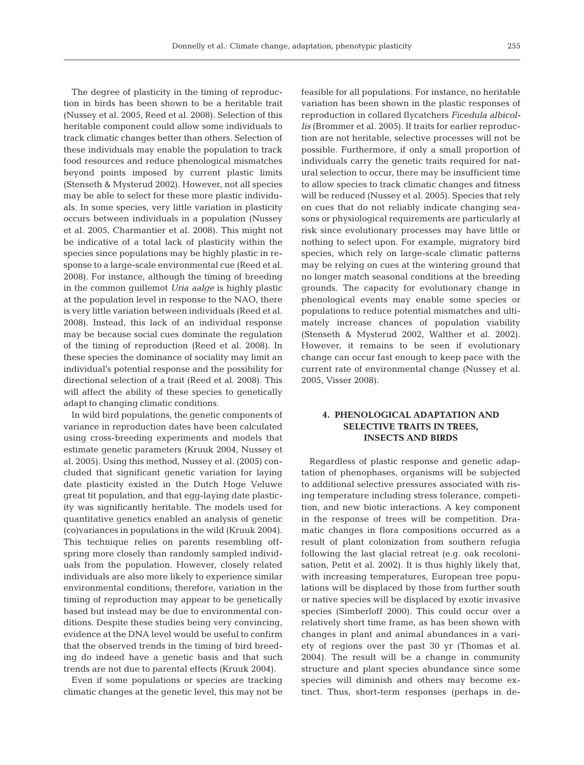The degree of plasticity in the timing of reproduction in birds has been shown to be a heritable trait (Nussey et al. 2005, Reed et al. 2008). Selection of this heritable component could allow some individuals to track climatic changes better than others. Selection of these individuals may enable the population to track food resources and reduce phenological mismatches beyond points imposed by current plastic limits (Stenseth & Mysterud 2002). However, not all species may be able to select for these more plastic individuals. In some species, very little variation in plasticity occurs between individuals in a population (Nussey et al. 2005, Charmantier et al. 2008). This might not be indicative of a total lack of plasticity within the species since populations may be highly plastic in response to a large-scale environmental cue (Reed et al. 2008). For instance, although the timing of breeding in the common guillemot *Uria aalge* is highly plastic at the population level in response to the NAO, there is very little variation between individuals (Reed et al. 2008). Instead, this lack of an individual response may be because social cues dominate the regulation of the timing of reproduction (Reed et al. 2008). In these species the dominance of sociality may limit an individual's potential response and the possibility for directional selection of a trait (Reed et al. 2008). This will affect the ability of these species to genetically adapt to changing climatic conditions.

In wild bird populations, the genetic components of variance in reproduction dates have been calculated using cross-breeding experiments and models that estimate genetic parameters (Kruuk 2004, Nussey et al. 2005). Using this method, Nussey et al. (2005) concluded that significant genetic variation for laying date plasticity existed in the Dutch Hoge Veluwe great tit population, and that egg-laying date plasticity was significantly heritable. The models used for quantitative genetics enabled an analysis of genetic (co)variances in populations in the wild (Kruuk 2004). This technique relies on parents resembling offspring more closely than randomly sampled individuals from the population. However, closely related individuals are also more likely to experience similar environmental conditions; therefore, variation in the timing of reproduction may appear to be genetically based but instead may be due to environmental conditions. Despite these studies being very convincing, evidence at the DNA level would be useful to confirm that the observed trends in the timing of bird breeding do indeed have a genetic basis and that such trends are not due to parental effects (Kruuk 2004).

Even if some populations or species are tracking climatic changes at the genetic level, this may not be feasible for all populations. For instance, no heritable variation has been shown in the plastic responses of reproduction in collared flycatchers *Ficedula albicollis* (Brommer et al. 2005). If traits for earlier reproduction are not heritable, selective processes will not be possible. Furthermore, if only a small proportion of individuals carry the genetic traits required for natural selection to occur, there may be insufficient time to allow species to track climatic changes and fitness will be reduced (Nussey et al. 2005). Species that rely on cues that do not reliably indicate changing seasons or physiological requirements are particularly at risk since evolutionary processes may have little or nothing to select upon. For example, migratory bird species, which rely on large-scale climatic patterns may be relying on cues at the wintering ground that no longer match seasonal conditions at the breeding grounds. The capacity for evolutionary change in phenological events may enable some species or populations to reduce potential mismatches and ultimately increase chances of population viability (Stenseth & Mysterud 2002, Walther et al. 2002). However, it remains to be seen if evolutionary change can occur fast enough to keep pace with the current rate of environmental change (Nussey et al. 2005, Visser 2008).

## 4. PHENOLOGICAL ADAPTATION AND SELECTIVE TRAITS IN TREES, INSECTS AND BIRDS

Regardless of plastic response and genetic adaptation of phenophases, organisms will be subjected to additional selective pressures associated with rising temperature including stress tolerance, competition, and new biotic interactions. A key component in the response of trees will be competition. Dramatic changes in flora compositions occurred as a result of plant colonization from southern refugia following the last glacial retreat (e.g. oak recolonisation, Petit et al. 2002). It is thus highly likely that, with increasing temperatures, European tree populations will be displaced by those from further south or native species will be displaced by exotic invasive species (Simberloff 2000). This could occur over a relatively short time frame, as has been shown with changes in plant and animal abundances in a variety of regions over the past 30 yr (Thomas et al. 2004). The result will be a change in community structure and plant species abundance since some species will diminish and others may become extinct. Thus, short-term responses (perhaps in de-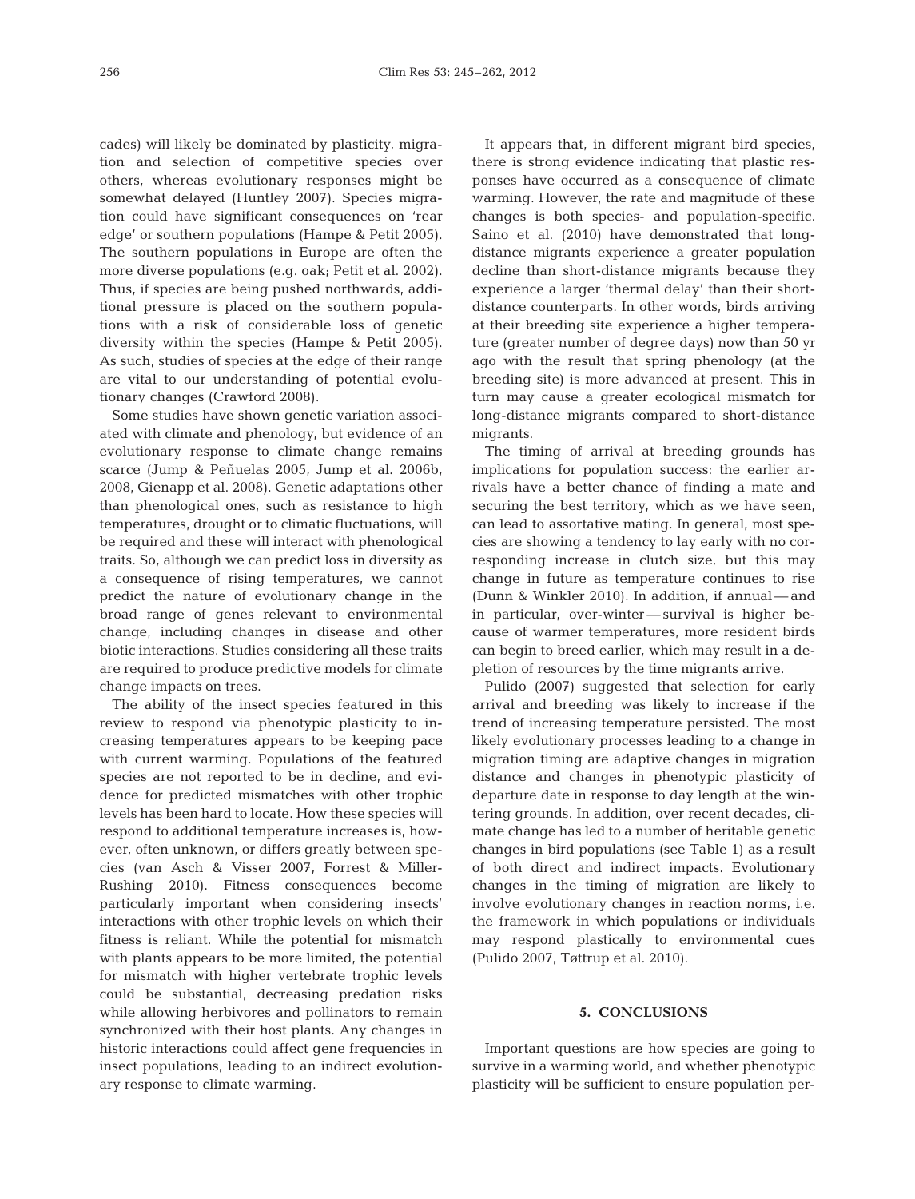cades) will likely be dominated by plasticity, migration and selection of competitive species over others, whereas evolutionary responses might be somewhat delayed (Huntley 2007). Species migration could have significant consequences on 'rear edge' or southern populations (Hampe & Petit 2005). The southern populations in Europe are often the more diverse populations (e.g. oak; Petit et al. 2002). Thus, if species are being pushed northwards, additional pressure is placed on the southern populations with a risk of considerable loss of genetic diversity within the species (Hampe & Petit 2005). As such, studies of species at the edge of their range are vital to our understanding of potential evolutionary changes (Crawford 2008).

Some studies have shown genetic variation associated with climate and phenology, but evidence of an evolutionary response to climate change remains scarce (Jump & Peñuelas 2005, Jump et al. 2006b, 2008, Gienapp et al. 2008). Genetic adaptations other than phenological ones, such as resistance to high temperatures, drought or to climatic fluctuations, will be required and these will interact with phenological traits. So, although we can predict loss in diversity as a consequence of rising temperatures, we cannot predict the nature of evolutionary change in the broad range of genes relevant to environmental change, including changes in disease and other biotic interactions. Studies considering all these traits are required to produce predictive models for climate change impacts on trees.

The ability of the insect species featured in this review to respond via phenotypic plasticity to increasing temperatures appears to be keeping pace with current warming. Populations of the featured species are not reported to be in decline, and evidence for predicted mismatches with other trophic levels has been hard to locate. How these species will respond to additional temperature increases is, however, often unknown, or differs greatly between species (van Asch & Visser 2007, Forrest & Miller-Rushing 2010). Fitness consequences become particularly important when considering insects' interactions with other trophic levels on which their fitness is reliant. While the potential for mismatch with plants appears to be more limited, the potential for mismatch with higher vertebrate trophic levels could be substantial, decreasing predation risks while allowing herbivores and pollinators to remain synchronized with their host plants. Any changes in historic interactions could affect gene frequencies in insect populations, leading to an indirect evolutionary response to climate warming.

It appears that, in different migrant bird species, there is strong evidence indicating that plastic responses have occurred as a consequence of climate warming. However, the rate and magnitude of these changes is both species- and population-specific. Saino et al. (2010) have demonstrated that long-distance migrants experience a greater population decline than short-distance migrants because they experience a larger 'thermal delay' than their short-distance counterparts. In other words, birds arriving at their breeding site experience a higher temperature (greater number of degree days) now than 50 yr ago with the result that spring phenology (at the breeding site) is more advanced at present. This in turn may cause a greater ecological mismatch for long-distance migrants compared to short-distance migrants.

The timing of arrival at breeding grounds has implications for population success: the earlier arrivals have a better chance of finding a mate and securing the best territory, which as we have seen, can lead to assortative mating. In general, most species are showing a tendency to lay early with no corresponding increase in clutch size, but this may change in future as temperature continues to rise (Dunn & Winkler 2010). In addition, if annual — and in particular, over-winter — survival is higher because of warmer temperatures, more resident birds can begin to breed earlier, which may result in a depletion of resources by the time migrants arrive.

Pulido (2007) suggested that selection for early arrival and breeding was likely to increase if the trend of increasing temperature persisted. The most likely evolutionary processes leading to a change in migration timing are adaptive changes in migration distance and changes in phenotypic plasticity of departure date in response to day length at the wintering grounds. In addition, over recent decades, climate change has led to a number of heritable genetic changes in bird populations (see Table 1) as a result of both direct and indirect impacts. Evolutionary changes in the timing of migration are likely to involve evolutionary changes in reaction norms, i.e. the framework in which populations or individuals may respond plastically to environmental cues (Pulido 2007, Tøttrup et al. 2010).

## 5. CONCLUSIONS

Important questions are how species are going to survive in a warming world, and whether phenotypic plasticity will be sufficient to ensure population per-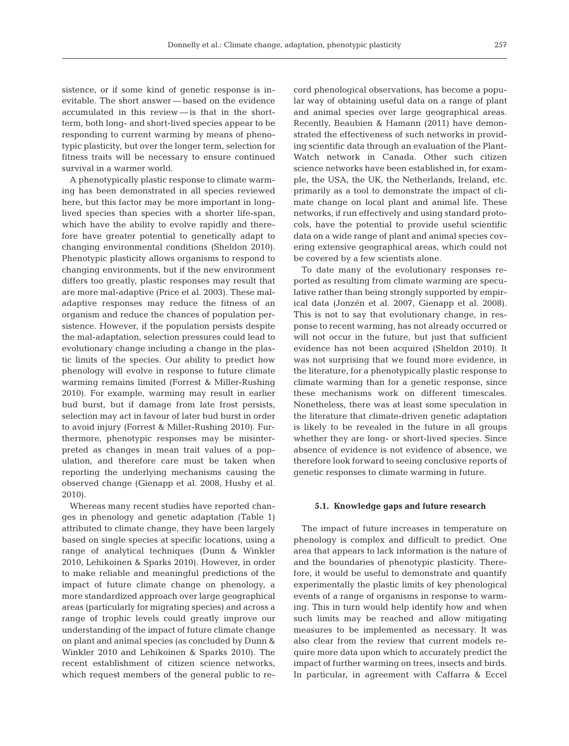sistence, or if some kind of genetic response is inevitable. The short answer — based on the evidence accumulated in this review — is that in the short-term, both long- and short-lived species appear to be responding to current warming by means of phenotypic plasticity, but over the longer term, selection for fitness traits will be necessary to ensure continued survival in a warmer world.

A phenotypically plastic response to climate warming has been demonstrated in all species reviewed here, but this factor may be more important in long-lived species than species with a shorter life-span, which have the ability to evolve rapidly and therefore have greater potential to genetically adapt to changing environmental conditions (Sheldon 2010). Phenotypic plasticity allows organisms to respond to changing environments, but if the new environment differs too greatly, plastic responses may result that are more mal-adaptive (Price et al. 2003). These mal-adaptive responses may reduce the fitness of an organism and reduce the chances of population persistence. However, if the population persists despite the mal-adaptation, selection pressures could lead to evolutionary change including a change in the plastic limits of the species. Our ability to predict how phenology will evolve in response to future climate warming remains limited (Forrest & Miller-Rushing 2010). For example, warming may result in earlier bud burst, but if damage from late frost persists, selection may act in favour of later bud burst in order to avoid injury (Forrest & Miller-Rushing 2010). Furthermore, phenotypic responses may be misinterpreted as changes in mean trait values of a population, and therefore care must be taken when reporting the underlying mechanisms causing the observed change (Gienapp et al. 2008, Husby et al. 2010).

Whereas many recent studies have reported changes in phenology and genetic adaptation (Table 1) attributed to climate change, they have been largely based on single species at specific locations, using a range of analytical techniques (Dunn & Winkler 2010, Lehikoinen & Sparks 2010). However, in order to make reliable and meaningful predictions of the impact of future climate change on phenology, a more standardized approach over large geographical areas (particularly for migrating species) and across a range of trophic levels could greatly improve our understanding of the impact of future climate change on plant and animal species (as concluded by Dunn & Winkler 2010 and Lehikoinen & Sparks 2010). The recent establishment of citizen science networks, which request members of the general public to record phenological observations, has become a popular way of obtaining useful data on a range of plant and animal species over large geographical areas. Recently, Beaubien & Hamann (2011) have demonstrated the effectiveness of such networks in providing scientific data through an evaluation of the Plant-Watch network in Canada. Other such citizen science networks have been established in, for example, the USA, the UK, the Netherlands, Ireland, etc. primarily as a tool to demonstrate the impact of climate change on local plant and animal life. These networks, if run effectively and using standard protocols, have the potential to provide useful scientific data on a wide range of plant and animal species covering extensive geographical areas, which could not be covered by a few scientists alone.

To date many of the evolutionary responses reported as resulting from climate warming are speculative rather than being strongly supported by empirical data (Jonzén et al. 2007, Gienapp et al. 2008). This is not to say that evolutionary change, in response to recent warming, has not already occurred or will not occur in the future, but just that sufficient evidence has not been acquired (Sheldon 2010). It was not surprising that we found more evidence, in the literature, for a phenotypically plastic response to climate warming than for a genetic response, since these mechanisms work on different timescales. Nonetheless, there was at least some speculation in the literature that climate-driven genetic adaptation is likely to be revealed in the future in all groups whether they are long- or short-lived species. Since absence of evidence is not evidence of absence, we therefore look forward to seeing conclusive reports of genetic responses to climate warming in future.

### 5.1. Knowledge gaps and future research

The impact of future increases in temperature on phenology is complex and difficult to predict. One area that appears to lack information is the nature of and the boundaries of phenotypic plasticity. Therefore, it would be useful to demonstrate and quantify experimentally the plastic limits of key phenological events of a range of organisms in response to warming. This in turn would help identify how and when such limits may be reached and allow mitigating measures to be implemented as necessary. It was also clear from the review that current models require more data upon which to accurately predict the impact of further warming on trees, insects and birds. In particular, in agreement with Caffarra & Eccel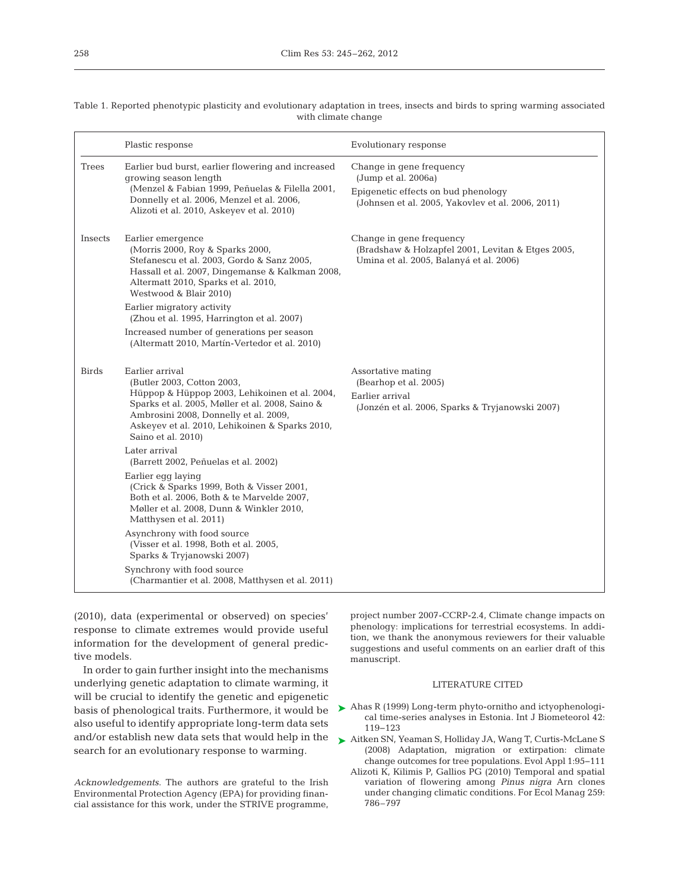Table 1. Reported phenotypic plasticity and evolutionary adaptation in trees, insects and birds to spring warming associated with climate change

| | Plastic response | Evolutionary response |
|---|---|---|
| Trees | Earlier bud burst, earlier flowering and increased growing season length (Menzel & Fabian 1999, Peñuelas & Filella 2001, Donnelly et al. 2006, Menzel et al. 2006, Alizoti et al. 2010, Askeyev et al. 2010) | Change in gene frequency (Jump et al. 2006a)<br>Epigenetic effects on bud phenology (Johnsen et al. 2005, Yakovlev et al. 2006, 2011) |
| Insects | Earlier emergence (Morris 2000, Roy & Sparks 2000, Stefanescu et al. 2003, Gordo & Sanz 2005, Hassall et al. 2007, Dingemanse & Kalkman 2008, Altermatt 2010, Sparks et al. 2010, Westwood & Blair 2010)<br>Earlier migratory activity (Zhou et al. 1995, Harrington et al. 2007)<br>Increased number of generations per season (Altermatt 2010, Martín-Vertedor et al. 2010) | Change in gene frequency (Bradshaw & Holzapfel 2001, Levitan & Etges 2005, Umina et al. 2005, Balanyá et al. 2006) |
| Birds | Earlier arrival (Butler 2003, Cotton 2003, Hüppop & Hüppop 2003, Lehikoinen et al. 2004, Sparks et al. 2005, Møller et al. 2008, Saino & Ambrosini 2008, Donnelly et al. 2009, Askeyev et al. 2010, Lehikoinen & Sparks 2010, Saino et al. 2010)<br>Later arrival (Barrett 2002, Peñuelas et al. 2002)<br>Earlier egg laying (Crick & Sparks 1999, Both & Visser 2001, Both et al. 2006, Both & te Marvelde 2007, Møller et al. 2008, Dunn & Winkler 2010, Matthysen et al. 2011)<br>Asynchrony with food source (Visser et al. 1998, Both et al. 2005, Sparks & Tryjanowski 2007)<br>Synchrony with food source (Charmantier et al. 2008, Matthysen et al. 2011) | Assortative mating (Bearhop et al. 2005)<br>Earlier arrival (Jonzén et al. 2006, Sparks & Tryjanowski 2007) |

(2010), data (experimental or observed) on species' response to climate extremes would provide useful information for the development of general predictive models.

In order to gain further insight into the mechanisms underlying genetic adaptation to climate warming, it will be crucial to identify the genetic and epigenetic basis of phenological traits. Furthermore, it would be also useful to identify appropriate long-term data sets and/or establish new data sets that would help in the search for an evolutionary response to warming.

*Acknowledgements*. The authors are grateful to the Irish Environmental Protection Agency (EPA) for providing financial assistance for this work, under the STRIVE programme, project number 2007-CCRP-2.4, Climate change impacts on phenology: implications for terrestrial ecosystems. In addition, we thank the anonymous reviewers for their valuable suggestions and useful comments on an earlier draft of this manuscript.

## LITERATURE CITED

- Ahas R (1999) Long-term phyto-ornitho and ictyophenological time-series analyses in Estonia. Int J Biometeorol 42: 119–123
- Aitken SN, Yeaman S, Holliday JA, Wang T, Curtis-McLane S (2008) Adaptation, migration or extirpation: climate change outcomes for tree populations. Evol Appl 1:95–111
- Alizoti K, Kilimis P, Gallios PG (2010) Temporal and spatial variation of flowering among *Pinus nigra* Arn clones under changing climatic conditions. For Ecol Manag 259: 786–797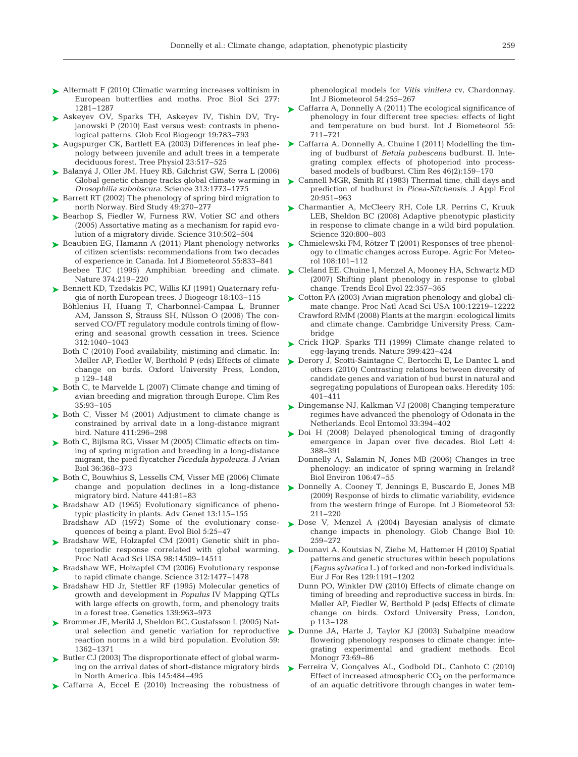Altermatt F (2010) Climatic warming increases voltinism in European butterflies and moths. Proc Biol Sci 277: 1281–1287

Askeyev OV, Sparks TH, Askeyev IV, Tishin DV, Tryjanowski P (2010) East versus west: contrasts in phenological patterns. Glob Ecol Biogeogr 19:783–793

Augspurger CK, Bartlett EA (2003) Differences in leaf phenology between juvenile and adult trees in a temperate deciduous forest. Tree Physiol 23:517–525

Balanyá J, Oller JM, Huey RB, Gilchrist GW, Serra L (2006) Global genetic change tracks global climate warming in *Drosophilia subobscura*. Science 313:1773–1775

Barrett RT (2002) The phenology of spring bird migration to north Norway. Bird Study 49:270–277

Bearhop S, Fiedler W, Furness RW, Votier SC and others (2005) Assortative mating as a mechanism for rapid evolution of a migratory divide. Science 310:502–504

Beaubien EG, Hamann A (2011) Plant phenology networks of citizen scientists: recommendations from two decades of experience in Canada. Int J Biometeorol 55:833–841

Beebee TJC (1995) Amphibian breeding and climate. Nature 374:219–220

Bennett KD, Tzedakis PC, Willis KJ (1991) Quaternary refugia of north European trees. J Biogeogr 18:103–115

Böhlenius H, Huang T, Charbonnel-Campaa L, Brunner AM, Jansson S, Strauss SH, Nilsson O (2006) The conserved CO/FT regulatory module controls timing of flowering and seasonal growth cessation in trees. Science 312:1040–1043

Both C (2010) Food availability, mistiming and climatic. In: Møller AP, Fiedler W, Berthold P (eds) Effects of climate change on birds. Oxford University Press, London, p 129–148

Both C, te Marvelde L (2007) Climate change and timing of avian breeding and migration through Europe. Clim Res 35:93–105

Both C, Visser M (2001) Adjustment to climate change is constrained by arrival date in a long-distance migrant bird. Nature 411:296–298

Both C, Bijlsma RG, Visser M (2005) Climatic effects on timing of spring migration and breeding in a long-distance migrant, the pied flycatcher *Ficedula hypoleuca*. J Avian Biol 36:368–373

Both C, Bouwhius S, Lessells CM, Visser ME (2006) Climate change and population declines in a long-distance migratory bird. Nature 441:81–83

Bradshaw AD (1965) Evolutionary significance of phenotypic plasticity in plants. Adv Genet 13:115–155

Bradshaw AD (1972) Some of the evolutionary consequences of being a plant. Evol Biol 5:25–47

Bradshaw WE, Holzapfel CM (2001) Genetic shift in photoperiodic response correlated with global warming. Proc Natl Acad Sci USA 98:14509–14511

Bradshaw WE, Holzapfel CM (2006) Evolutionary response to rapid climate change. Science 312:1477–1478

Bradshaw HD Jr, Stettler RF (1995) Molecular genetics of growth and development in *Populus* IV Mapping QTLs with large effects on growth, form, and phenology traits in a forest tree. Genetics 139:963–973

Brommer JE, Merilä J, Sheldon BC, Gustafsson L (2005) Natural selection and genetic variation for reproductive reaction norms in a wild bird population. Evolution 59: 1362–1371

Butler CJ (2003) The disproportionate effect of global warming on the arrival dates of short-distance migratory birds in North America. Ibis 145:484–495

Caffarra A, Eccel E (2010) Increasing the robustness of phenological models for *Vitis vinifera* cv, Chardonnay. Int J Biometeorol 54:255–267

Caffarra A, Donnelly A (2011) The ecological significance of phenology in four different tree species: effects of light and temperature on bud burst. Int J Biometeorol 55: 711–721

Caffarra A, Donnelly A, Chuine I (2011) Modelling the timing of budburst of *Betula pubescens* budburst. II. Integrating complex effects of photoperiod into process-based models of budburst. Clim Res 46(2):159–170

Cannell MGR, Smith RI (1983) Thermal time, chill days and prediction of budburst in *Picea-Sitchensis*. J Appl Ecol 20:951–963

Charmantier A, McCleery RH, Cole LR, Perrins C, Kruuk LEB, Sheldon BC (2008) Adaptive phenotypic plasticity in response to climate change in a wild bird population. Science 320:800–803

Chmielewski FM, Rötzer T (2001) Responses of tree phenology to climatic changes across Europe. Agric For Meteorol 108:101–112

Cleland EE, Chuine I, Menzel A, Mooney HA, Schwartz MD (2007) Shifting plant phenology in response to global change. Trends Ecol Evol 22:357–365

Cotton PA (2003) Avian migration phenology and global climate change. Proc Natl Acad Sci USA 100:12219–12222

Crawford RMM (2008) Plants at the margin: ecological limits and climate change. Cambridge University Press, Cambridge

Crick HQP, Sparks TH (1999) Climate change related to egg-laying trends. Nature 399:423–424

Derory J, Scotti-Saintagne C, Bertocchi E, Le Dantec L and others (2010) Contrasting relations between diversity of candidate genes and variation of bud burst in natural and segregating populations of European oaks. Heredity 105: 401–411

Dingemanse NJ, Kalkman VJ (2008) Changing temperature regimes have advanced the phenology of Odonata in the Netherlands. Ecol Entomol 33:394–402

Doi H (2008) Delayed phenological timing of dragonfly emergence in Japan over five decades. Biol Lett 4: 388–391

Donnelly A, Salamin N, Jones MB (2006) Changes in tree phenology: an indicator of spring warming in Ireland? Biol Environ 106:47–55

Donnelly A, Cooney T, Jennings E, Buscardo E, Jones MB (2009) Response of birds to climatic variability, evidence from the western fringe of Europe. Int J Biometeorol 53: 211–220

Dose V, Menzel A (2004) Bayesian analysis of climate change impacts in phenology. Glob Change Biol 10: 259–272

Dounavi A, Koutsias N, Ziehe M, Hattemer H (2010) Spatial patterns and genetic structures within beech populations (*Fagus sylvatica* L.) of forked and non-forked individuals. Eur J For Res 129:1191–1202

Dunn PO, Winkler DW (2010) Effects of climate change on timing of breeding and reproductive success in birds. In: Møller AP, Fiedler W, Berthold P (eds) Effects of climate change on birds. Oxford University Press, London, p 113–128

Dunne JA, Harte J, Taylor KJ (2003) Subalpine meadow flowering phenology responses to climate change: integrating experimental and gradient methods. Ecol Monogr 73:69–86

Ferreira V, Gonçalves AL, Godbold DL, Canhoto C (2010) Effect of increased atmospheric $CO_2$ on the performance of an aquatic detritivore through changes in water tem-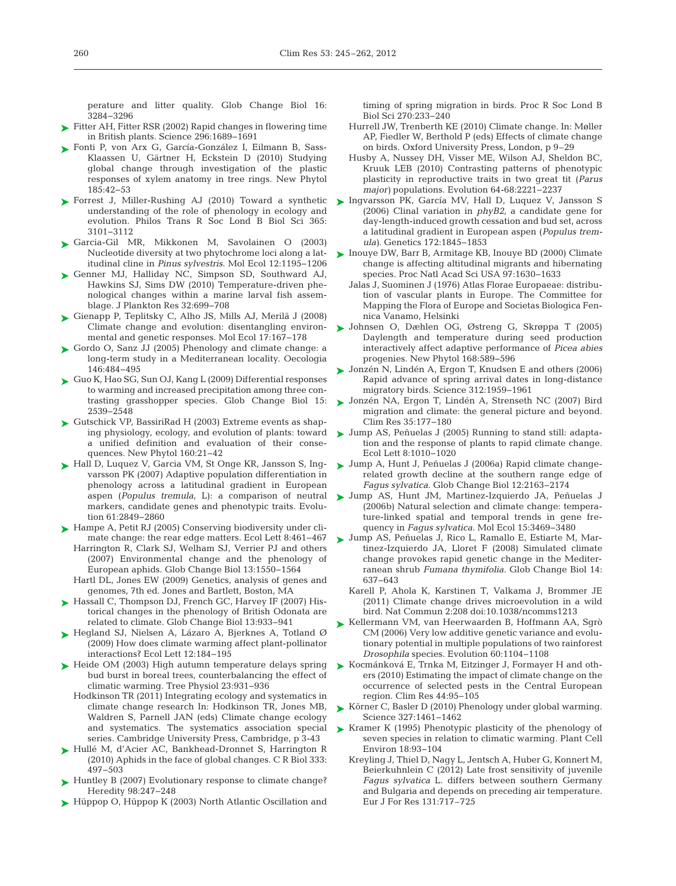perature and litter quality. Glob Change Biol 16: 3284–3296

Fitter AH, Fitter RSR (2002) Rapid changes in flowering time in British plants. Science 296:1689–1691

Fonti P, von Arx G, García-González I, Eilmann B, Sass-Klaassen U, Gärtner H, Eckstein D (2010) Studying global change through investigation of the plastic responses of xylem anatomy in tree rings. New Phytol 185:42–53

Forrest J, Miller-Rushing AJ (2010) Toward a synthetic understanding of the role of phenology in ecology and evolution. Philos Trans R Soc Lond B Biol Sci 365: 3101–3112

Garcia-Gil MR, Mikkonen M, Savolainen O (2003) Nucleotide diversity at two phytochrome loci along a latitudinal cline in *Pinus sylvestris*. Mol Ecol 12:1195–1206

Genner MJ, Halliday NC, Simpson SD, Southward AJ, Hawkins SJ, Sims DW (2010) Temperature-driven phenological changes within a marine larval fish assemblage. J Plankton Res 32:699–708

Gienapp P, Teplitsky C, Alho JS, Mills AJ, Merilä J (2008) Climate change and evolution: disentangling environmental and genetic responses. Mol Ecol 17:167–178

Gordo O, Sanz JJ (2005) Phenology and climate change: a long-term study in a Mediterranean locality. Oecologia 146:484–495

Guo K, Hao SG, Sun OJ, Kang L (2009) Differential responses to warming and increased precipitation among three contrasting grasshopper species. Glob Change Biol 15: 2539–2548

Gutschick VP, BassiriRad H (2003) Extreme events as shaping physiology, ecology, and evolution of plants: toward a unified definition and evaluation of their consequences. New Phytol 160:21–42

Hall D, Luquez V, Garcia VM, St Onge KR, Jansson S, Ingvarsson PK (2007) Adaptive population differentiation in phenology across a latitudinal gradient in European aspen (*Populus tremula*, L): a comparison of neutral markers, candidate genes and phenotypic traits. Evolution 61:2849–2860

Hampe A, Petit RJ (2005) Conserving biodiversity under climate change: the rear edge matters. Ecol Lett 8:461–467

Harrington R, Clark SJ, Welham SJ, Verrier PJ and others (2007) Environmental change and the phenology of European aphids. Glob Change Biol 13:1550–1564

Hartl DL, Jones EW (2009) Genetics, analysis of genes and genomes, 7th ed. Jones and Bartlett, Boston, MA

Hassall C, Thompson DJ, French GC, Harvey IF (2007) Historical changes in the phenology of British Odonata are related to climate. Glob Change Biol 13:933–941

Hegland SJ, Nielsen A, Lázaro A, Bjerknes A, Totland Ø (2009) How does climate warming affect plant-pollinator interactions? Ecol Lett 12:184–195

Heide OM (2003) High autumn temperature delays spring bud burst in boreal trees, counterbalancing the effect of climatic warming. Tree Physiol 23:931–936

Hodkinson TR (2011) Integrating ecology and systematics in climate change research In: Hodkinson TR, Jones MB, Waldren S, Parnell JAN (eds) Climate change ecology and systematics. The systematics association special series. Cambridge University Press, Cambridge, p 3-43

Hullé M, d'Acier AC, Bankhead-Dronnet S, Harrington R (2010) Aphids in the face of global changes. C R Biol 333: 497–503

Huntley B (2007) Evolutionary response to climate change? Heredity 98:247–248

Hüppop O, Hüppop K (2003) North Atlantic Oscillation and timing of spring migration in birds. Proc R Soc Lond B Biol Sci 270:233–240

Hurrell JW, Trenberth KE (2010) Climate change. In: Møller AP, Fiedler W, Berthold P (eds) Effects of climate change on birds. Oxford University Press, London, p 9–29

Husby A, Nussey DH, Visser ME, Wilson AJ, Sheldon BC, Kruuk LEB (2010) Contrasting patterns of phenotypic plasticity in reproductive traits in two great tit (*Parus major*) populations. Evolution 64-68:2221–2237

Ingvarsson PK, García MV, Hall D, Luquez V, Jansson S (2006) Clinal variation in *phyB2*, a candidate gene for day-length-induced growth cessation and bud set, across a latitudinal gradient in European aspen (*Populus tremula*). Genetics 172:1845–1853

Inouye DW, Barr B, Armitage KB, Inouye BD (2000) Climate change is affecting altitudinal migrants and hibernating species. Proc Natl Acad Sci USA 97:1630–1633

Jalas J, Suominen J (1976) Atlas Florae Europaeae: distribution of vascular plants in Europe. The Committee for Mapping the Flora of Europe and Societas Biologica Fennica Vanamo, Helsinki

Johnsen O, Dæhlen OG, Østreng G, Skrøppa T (2005) Daylength and temperature during seed production interactively affect adaptive performance of *Picea abies* progenies. New Phytol 168:589–596

Jonzén N, Lindén A, Ergon T, Knudsen E and others (2006) Rapid advance of spring arrival dates in long-distance migratory birds. Science 312:1959–1961

Jonzén NA, Ergon T, Lindén A, Strenseth NC (2007) Bird migration and climate: the general picture and beyond. Clim Res 35:177–180

Jump AS, Peñuelas J (2005) Running to stand still: adaptation and the response of plants to rapid climate change. Ecol Lett 8:1010–1020

Jump A, Hunt J, Peñuelas J (2006a) Rapid climate change-related growth decline at the southern range edge of *Fagus sylvatica*. Glob Change Biol 12:2163–2174

Jump AS, Hunt JM, Martinez-Izquierdo JA, Peñuelas J (2006b) Natural selection and climate change: temperature-linked spatial and temporal trends in gene frequency in *Fagus sylvatica*. Mol Ecol 15:3469–3480

Jump AS, Peñuelas J, Rico L, Ramallo E, Estiarte M, Martinez-Izquierdo JA, Lloret F (2008) Simulated climate change provokes rapid genetic change in the Mediterranean shrub *Fumana thymifolia*. Glob Change Biol 14: 637–643

Karell P, Ahola K, Karstinen T, Valkama J, Brommer JE (2011) Climate change drives microevolution in a wild bird. Nat Commun 2:208 doi:10.1038/ncomms1213

Kellermann VM, van Heerwaarden B, Hoffmann AA, Sgrò CM (2006) Very low additive genetic variance and evolutionary potential in multiple populations of two rainforest *Drosophila* species. Evolution 60:1104–1108

Kocmánková E, Trnka M, Eitzinger J, Formayer H and others (2010) Estimating the impact of climate change on the occurrence of selected pests in the Central European region. Clim Res 44:95–105

Körner C, Basler D (2010) Phenology under global warming. Science 327:1461–1462

Kramer K (1995) Phenotypic plasticity of the phenology of seven species in relation to climatic warming. Plant Cell Environ 18:93–104

Kreyling J, Thiel D, Nagy L, Jentsch A, Huber G, Konnert M, Beierkuhnlein C (2012) Late frost sensitivity of juvenile *Fagus sylvatica* L. differs between southern Germany and Bulgaria and depends on preceding air temperature. Eur J For Res 131:717–725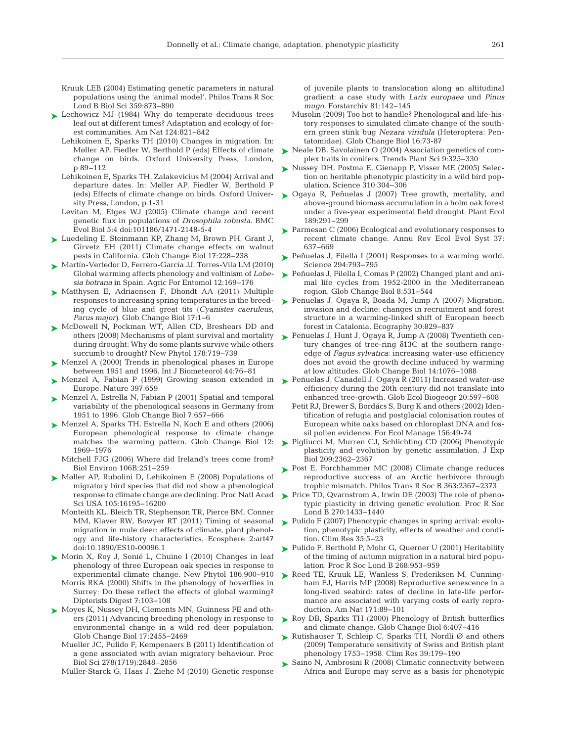Kruuk LEB (2004) Estimating genetic parameters in natural populations using the 'animal model'. Philos Trans R Soc Lond B Biol Sci 359:873–890

Lechowicz MJ (1984) Why do temperate deciduous trees leaf out at different times? Adaptation and ecology of forest communities. Am Nat 124:821–842

Lehikoinen E, Sparks TH (2010) Changes in migration. In: Møller AP, Fiedler W, Berthold P (eds) Effects of climate change on birds. Oxford University Press, London, p 89–112

Lehikoinen E, Sparks TH, Zalakevicius M (2004) Arrival and departure dates. In: Møller AP, Fiedler W, Berthold P (eds) Effects of climate change on birds. Oxford University Press, London, p 1-31

Levitan M, Etges WJ (2005) Climate change and recent genetic flux in populations of *Drosophila robusta*. BMC Evol Biol 5:4 doi:101186/1471-2148-5-4

Luedeling E, Steinmann KP, Zhang M, Brown PH, Grant J, Girvetz EH (2011) Climate change effects on walnut pests in California. Glob Change Biol 17:228–238

Martín-Vertedor D, Ferrero-García JJ, Torres-Vila LM (2010) Global warming affects phenology and voltinism of *Lobesia botrana* in Spain. Agric For Entomol 12:169–176

Matthysen E, Adriaensen F, Dhondt AA (2011) Multiple responses to increasing spring temperatures in the breeding cycle of blue and great tits (*Cyanistes caeruleus*, *Parus major*). Glob Change Biol 17:1–6

McDowell N, Pockman WT, Allen CD, Breshears DD and others (2008) Mechanisms of plant survival and mortality during drought: Why do some plants survive while others succumb to drought? New Phytol 178:719–739

Menzel A (2000) Trends in phenological phases in Europe between 1951 and 1996. Int J Biometeorol 44:76–81

Menzel A, Fabian P (1999) Growing season extended in Europe. Nature 397:659

Menzel A, Estrella N, Fabian P (2001) Spatial and temporal variability of the phenological seasons in Germany from 1951 to 1996. Glob Change Biol 7:657–666

Menzel A, Sparks TH, Estrella N, Koch E and others (2006) European phenological response to climate change matches the warming pattern. Glob Change Biol 12: 1969–1976

Mitchell FJG (2006) Where did Ireland's trees come from? Biol Environ 106B:251–259

Møller AP, Rubolini D, Lehikoinen E (2008) Populations of migratory bird species that did not show a phenological response to climate change are declining. Proc Natl Acad Sci USA 105:16195–16200

Monteith KL, Bleich TR, Stephenson TR, Pierce BM, Conner MM, Klaver RW, Bowyer RT (2011) Timing of seasonal migration in mule deer: effects of climate, plant phenology and life-history characteristics. Ecosphere 2:art47 doi:10.1890/ES10-00096.1

Morin X, Roy J, Sonié L, Chuine I (2010) Changes in leaf phenology of three European oak species in response to experimental climate change. New Phytol 186:900–910

Morris RKA (2000) Shifts in the phenology of hoverflies in Surrey: Do these reflect the effects of global warming? Dipterists Digest 7:103–108

Moyes K, Nussey DH, Clements MN, Guinness FE and others (2011) Advancing breeding phenology in response to environmental change in a wild red deer population. Glob Change Biol 17:2455–2469

Mueller JC, Pulido F, Kempenaers B (2011) Identification of a gene associated with avian migratory behaviour. Proc Biol Sci 278(1719):2848–2856

Müller-Starck G, Haas J, Ziehe M (2010) Genetic response of juvenile plants to translocation along an altitudinal gradient: a case study with *Larix europaea* und *Pinus mugo*. Forstarchiv 81:142–145

Musolin (2009) Too hot to handle? Phenological and life-history responses to simulated climate change of the southern green stink bug *Nezara viridula* (Heteroptera: Pentatomidae). Glob Change Biol 16:73-87

Neale DB, Savolainen O (2004) Association genetics of complex traits in conifers. Trends Plant Sci 9:325–330

Nussey DH, Postma E, Gienapp P, Visser ME (2005) Selection on heritable phenotypic plasticity in a wild bird population. Science 310:304–306

Ogaya R, Peñuelas J (2007) Tree growth, mortality, and above-ground biomass accumulation in a holm oak forest under a five-year experimental field drought. Plant Ecol 189:291–299

Parmesan C (2006) Ecological and evolutionary responses to recent climate change. Annu Rev Ecol Evol Syst 37: 637–669

Peñuelas J, Filella I (2001) Responses to a warming world. Science 294:793–795

Peñuelas J, Filella I, Comas P (2002) Changed plant and animal life cycles from 1952-2000 in the Mediterranean region. Glob Change Biol 8:531–544

Peñuelas J, Ogaya R, Boada M, Jump A (2007) Migration, invasion and decline: changes in recruitment and forest structure in a warming-linked shift of European beech forest in Catalonia. Ecography 30:829–837

Peñuelas J, Hunt J, Ogaya R, Jump A (2008) Twentieth century changes of tree-ring δ13C at the southern range-edge of *Fagus sylvatica*: increasing water-use efficiency does not avoid the growth decline induced by warming at low altitudes. Glob Change Biol 14:1076–1088

Peñuelas J, Canadell J, Ogaya R (2011) Increased water-use efficiency during the 20th century did not translate into enhanced tree-growth. Glob Ecol Biogeogr 20:597–608

Petit RJ, Brewer S, Bordács S, Burg K and others (2002) Identification of refugia and postglacial colonisation routes of European white oaks based on chloroplast DNA and fossil pollen evidence. For Ecol Manage 156:49-74

Pigliucci M, Murren CJ, Schlichting CD (2006) Phenotypic plasticity and evolution by genetic assimilation. J Exp Biol 209:2362–2367

Post E, Forchhammer MC (2008) Climate change reduces reproductive success of an Arctic herbivore through trophic mismatch. Philos Trans R Soc B 363:2367–2373

Price TD, Qvarnstrom A, Irwin DE (2003) The role of phenotypic plasticity in driving genetic evolution. Proc R Soc Lond B 270:1433–1440

Pulido F (2007) Phenotypic changes in spring arrival: evolution, phenotypic plasticity, effects of weather and condition. Clim Res 35:5–23

Pulido F, Berthold P, Mohr G, Querner U (2001) Heritability of the timing of autumn migration in a natural bird population. Proc R Soc Lond B 268:953–959

Reed TE, Kruuk LE, Wanless S, Frederiksen M, Cunningham EJ, Harris MP (2008) Reproductive senescence in a long-lived seabird: rates of decline in late-life performance are associated with varying costs of early reproduction. Am Nat 171:89–101

Roy DB, Sparks TH (2000) Phenology of British butterflies and climate change. Glob Change Biol 6:407–416

Rutishauser T, Schleip C, Sparks TH, Nordli Ø and others (2009) Temperature sensitivity of Swiss and British plant phenology 1753–1958. Clim Res 39:179–190

Saino N, Ambrosini R (2008) Climatic connectivity between Africa and Europe may serve as a basis for phenotypic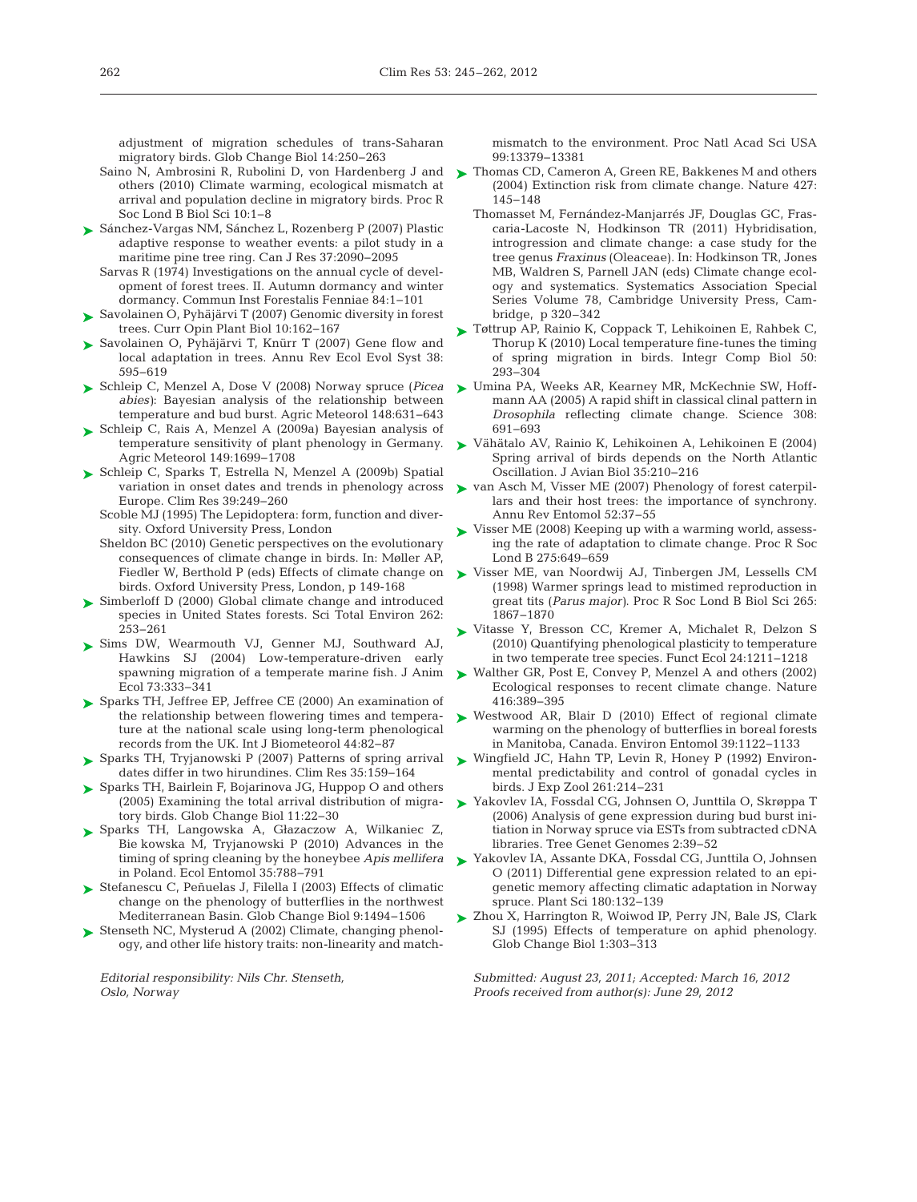adjustment of migration schedules of trans-Saharan migratory birds. Glob Change Biol 14:250–263

Saino N, Ambrosini R, Rubolini D, von Hardenberg J and others (2010) Climate warming, ecological mismatch at arrival and population decline in migratory birds. Proc R Soc Lond B Biol Sci 10:1–8

Sánchez-Vargas NM, Sánchez L, Rozenberg P (2007) Plastic adaptive response to weather events: a pilot study in a maritime pine tree ring. Can J Res 37:2090–2095

Sarvas R (1974) Investigations on the annual cycle of development of forest trees. II. Autumn dormancy and winter dormancy. Commun Inst Forestalis Fenniae 84:1–101

Savolainen O, Pyhäjärvi T (2007) Genomic diversity in forest trees. Curr Opin Plant Biol 10:162–167

Savolainen O, Pyhäjärvi T, Knürr T (2007) Gene flow and local adaptation in trees. Annu Rev Ecol Evol Syst 38: 595–619

Schleip C, Menzel A, Dose V (2008) Norway spruce (*Picea abies*): Bayesian analysis of the relationship between temperature and bud burst. Agric Meteorol 148:631–643

Schleip C, Rais A, Menzel A (2009a) Bayesian analysis of temperature sensitivity of plant phenology in Germany. Agric Meteorol 149:1699–1708

Schleip C, Sparks T, Estrella N, Menzel A (2009b) Spatial variation in onset dates and trends in phenology across Europe. Clim Res 39:249–260

Scoble MJ (1995) The Lepidoptera: form, function and diversity. Oxford University Press, London

Sheldon BC (2010) Genetic perspectives on the evolutionary consequences of climate change in birds. In: Møller AP, Fiedler W, Berthold P (eds) Effects of climate change on birds. Oxford University Press, London, p 149-168

Simberloff D (2000) Global climate change and introduced species in United States forests. Sci Total Environ 262: 253–261

Sims DW, Wearmouth VJ, Genner MJ, Southward AJ, Hawkins SJ (2004) Low-temperature-driven early spawning migration of a temperate marine fish. J Anim Ecol 73:333–341

Sparks TH, Jeffree EP, Jeffree CE (2000) An examination of the relationship between flowering times and temperature at the national scale using long-term phenological records from the UK. Int J Biometeorol 44:82–87

Sparks TH, Tryjanowski P (2007) Patterns of spring arrival dates differ in two hirundines. Clim Res 35:159–164

Sparks TH, Bairlein F, Bojarinova JG, Huppop O and others (2005) Examining the total arrival distribution of migratory birds. Glob Change Biol 11:22–30

Sparks TH, Langowska A, Głazaczow A, Wilkaniec Z, Bie kowska M, Tryjanowski P (2010) Advances in the timing of spring cleaning by the honeybee *Apis mellifera* in Poland. Ecol Entomol 35:788–791

Stefanescu C, Peñuelas J, Filella I (2003) Effects of climatic change on the phenology of butterflies in the northwest Mediterranean Basin. Glob Change Biol 9:1494–1506

Stenseth NC, Mysterud A (2002) Climate, changing phenology, and other life history traits: non-linearity and match-mismatch to the environment. Proc Natl Acad Sci USA 99:13379–13381

Thomas CD, Cameron A, Green RE, Bakkenes M and others (2004) Extinction risk from climate change. Nature 427: 145–148

Thomasset M, Fernández-Manjarrés JF, Douglas GC, Frascaria-Lacoste N, Hodkinson TR (2011) Hybridisation, introgression and climate change: a case study for the tree genus *Fraxinus* (Oleaceae). In: Hodkinson TR, Jones MB, Waldren S, Parnell JAN (eds) Climate change ecology and systematics. Systematics Association Special Series Volume 78, Cambridge University Press, Cambridge, p 320–342

Tøttrup AP, Rainio K, Coppack T, Lehikoinen E, Rahbek C, Thorup K (2010) Local temperature fine-tunes the timing of spring migration in birds. Integr Comp Biol 50: 293–304

Umina PA, Weeks AR, Kearney MR, McKechnie SW, Hoffmann AA (2005) A rapid shift in classical clinal pattern in *Drosophila* reflecting climate change. Science 308: 691–693

Vähätalo AV, Rainio K, Lehikoinen A, Lehikoinen E (2004) Spring arrival of birds depends on the North Atlantic Oscillation. J Avian Biol 35:210–216

van Asch M, Visser ME (2007) Phenology of forest caterpillars and their host trees: the importance of synchrony. Annu Rev Entomol 52:37–55

Visser ME (2008) Keeping up with a warming world, assessing the rate of adaptation to climate change. Proc R Soc Lond B 275:649–659

Visser ME, van Noordwij AJ, Tinbergen JM, Lessells CM (1998) Warmer springs lead to mistimed reproduction in great tits (*Parus major*). Proc R Soc Lond B Biol Sci 265: 1867–1870

Vitasse Y, Bresson CC, Kremer A, Michalet R, Delzon S (2010) Quantifying phenological plasticity to temperature in two temperate tree species. Funct Ecol 24:1211–1218

Walther GR, Post E, Convey P, Menzel A and others (2002) Ecological responses to recent climate change. Nature 416:389–395

Westwood AR, Blair D (2010) Effect of regional climate warming on the phenology of butterflies in boreal forests in Manitoba, Canada. Environ Entomol 39:1122–1133

Wingfield JC, Hahn TP, Levin R, Honey P (1992) Environmental predictability and control of gonadal cycles in birds. J Exp Zool 261:214–231

Yakovlev IA, Fossdal CG, Johnsen O, Junttila O, Skrøppa T (2006) Analysis of gene expression during bud burst initiation in Norway spruce via ESTs from subtracted cDNA libraries. Tree Genet Genomes 2:39–52

Yakovlev IA, Assante DKA, Fossdal CG, Junttila O, Johnsen O (2011) Differential gene expression related to an epigenetic memory affecting climatic adaptation in Norway spruce. Plant Sci 180:132–139

Zhou X, Harrington R, Woiwod IP, Perry JN, Bale JS, Clark SJ (1995) Effects of temperature on aphid phenology. Glob Change Biol 1:303–313

*Editorial responsibility: Nils Chr. Stenseth, Oslo, Norway*

*Submitted: August 23, 2011; Accepted: March 16, 2012*
*Proofs received from author(s): June 29, 2012*